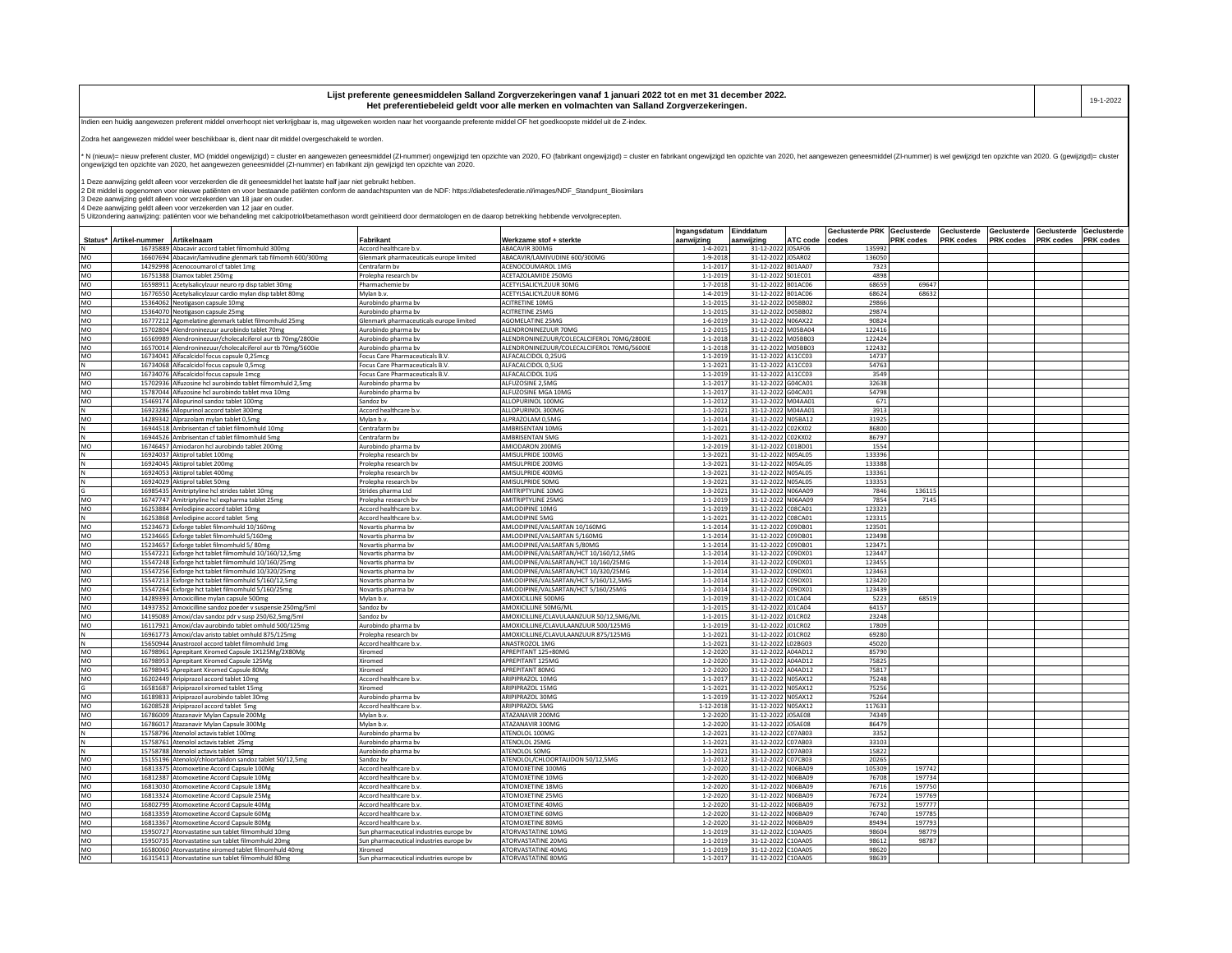**Lijst preferente geneesmiddelen Salland Zorgverzekeringen vanaf 1 januari 2022 tot en met 31 december 2022.**
**Het preferentiebeleid geldt voor alle merken en volmachten van Salland Zorgverzekeringen.**

19-1-2022

Indien een huidig aangewezen preferent middel onverhoopt niet verkrijgbaar is, mag uitgeweken worden naar het voorgaande preferente middel OF het goedkoopste middel uit de Z-index.

Zodra het aangewezen middel weer beschikbaar is, dient naar dit middel overgeschakeld te worden.

* N (nieuw)= nieuw preferent cluster, MO (middel ongewijzigd) = cluster en aangewezen geneesmiddel (ZI-nummer) ongewijzigd ten opzichte van 2020, FO (fabrikant ongewijzigd) = cluster en fabrikant ongewijzigd ten opzichte van 2020, het aangewezen geneesmiddel (ZI-nummer) is wel gewijzigd ten opzichte van 2020. G (gewijzigd)= cluster ongewijzigd ten opzichte van 2020, het aangewezen geneesmiddel (ZI-nummer) en fabrikant zijn gewijzigd ten opzichte van 2020.

1 Deze aanwijzing geldt alleen voor verzekerden die dit geneesmiddel het laatste half jaar niet gebruikt hebben.
2 Dit middel is opgenomen voor nieuwe patiënten en voor bestaande patiënten conform de aandachtspunten van de NDF: https://diabetesfederatie.nl/images/NDF_Standpunt_Biosimilars
3 Deze aanwijzing geldt alleen voor verzekerden van 18 jaar en ouder.
4 Deze aanwijzing geldt alleen voor verzekerden van 12 jaar en ouder.
5 Uitzondering aanwijzing: patiënten voor wie behandeling met calcipotriol/betamethason wordt geïnitieerd door dermatologen en de daarop betrekking hebbende vervolgrecepten.

| Status* | Artikel-nummer | Artikelnaam | Fabrikant | Werkzame stof + sterkte | Ingangsdatum aanwijzing | Einddatum aanwijzing | ATC code | Geclusterde PRK codes | Geclusterde PRK codes | Geclusterde PRK codes | Geclusterde PRK codes | Geclusterde PRK codes | Geclusterde PRK codes |
|---|---|---|---|---|---|---|---|---|---|---|---|---|---|
| N | 16735889 | Abacavir accord tablet filmomhuld 300mg | Accord healthcare b.v. | ABACAVIR 300MG | 1-4-2021 | 31-12-2022 | J05AF06 | 135992 | | | | | |
| MO | 16607694 | Abacavir/lamivudine glenmark tab filmomh 600/300mg | Glenmark pharmaceuticals europe limited | ABACAVIR/LAMIVUDINE 600/300MG | 1-9-2018 | 31-12-2022 | J05AR02 | 136050 | | | | | |
| MO | 14292998 | Acenocoumarol cf tablet 1mg | Centrafarm bv | ACENOCOUMAROL 1MG | 1-1-2017 | 31-12-2022 | B01AA07 | 7323 | | | | | |
| MO | 16751388 | Diamox tablet 250mg | Prolepha research bv | ACETAZOLAMIDE 250MG | 1-1-2019 | 31-12-2022 | S01EC01 | 4898 | | | | | |
| MO | 16598911 | Acetylsalicylzuur neuro rp disp tablet 30mg | Pharmachemie bv | ACETYLSALICYLZUUR 30MG | 1-7-2018 | 31-12-2022 | B01AC06 | 68659 | 69647 | | | | |
| MO | 16776550 | Acetylsalicylzuur cardio mylan disp tablet 80mg | Mylan b.v. | ACETYLSALICYLZUUR 80MG | 1-4-2019 | 31-12-2022 | B01AC06 | 68624 | 68632 | | | | |
| MO | 15364062 | Neotigason capsule 10mg | Aurobindo pharma bv | ACITRETINE 10MG | 1-1-2015 | 31-12-2022 | D05BB02 | 29866 | | | | | |
| MO | 15364070 | Neotigason capsule 25mg | Aurobindo pharma bv | ACITRETINE 25MG | 1-1-2015 | 31-12-2022 | D05BB02 | 29874 | | | | | |
| MO | 16777212 | Agomelatine glenmark tablet filmomhuld 25mg | Glenmark pharmaceuticals europe limited | AGOMELATINE 25MG | 1-6-2019 | 31-12-2022 | N06AX22 | 90824 | | | | | |
| MO | 15702804 | Alendroninezuur aurobindo tablet 70mg | Aurobindo pharma bv | ALENDRONINEZUUR 70MG | 1-2-2015 | 31-12-2022 | M05BA04 | 122416 | | | | | |
| MO | 16569989 | Alendroninezuur/cholecalciferol aur tb 70mg/2800ie | Aurobindo pharma bv | ALENDRONINEZUUR/COLECALCIFEROL 70MG/2800IE | 1-1-2018 | 31-12-2022 | M05BB03 | 122424 | | | | | |
| MO | 16570014 | Alendroninezuur/cholecalciferol aur tb 70mg/5600ie | Aurobindo pharma bv | ALENDRONINEZUUR/COLECALCIFEROL 70MG/5600IE | 1-1-2018 | 31-12-2022 | M05BB03 | 122432 | | | | | |
| MO | 16734041 | Alfacalcidol focus capsule 0,25mcg | Focus Care Pharmaceuticals B.V. | ALFACALCIDOL 0,25UG | 1-1-2019 | 31-12-2022 | A11CC03 | 14737 | | | | | |
| N | 16734068 | Alfacalcidol focus capsule 0,5mcg | Focus Care Pharmaceuticals B.V. | ALFACALCIDOL 0,5UG | 1-1-2021 | 31-12-2022 | A11CC03 | 54763 | | | | | |
| MO | 16734076 | Alfacalcidol focus capsule 1mcg | Focus Care Pharmaceuticals B.V. | ALFACALCIDOL 1UG | 1-1-2019 | 31-12-2022 | A11CC03 | 3549 | | | | | |
| MO | 15702936 | Alfuzosine hcl aurobindo tablet filmomhuld 2,5mg | Aurobindo pharma bv | ALFUZOSINE 2,5MG | 1-1-2017 | 31-12-2022 | G04CA01 | 32638 | | | | | |
| MO | 15787044 | Alfuzosine hcl aurobindo tablet mva 10mg | Aurobindo pharma bv | ALFUZOSINE MGA 10MG | 1-1-2017 | 31-12-2022 | G04CA01 | 54798 | | | | | |
| MO | 15469174 | Allopurinol sandoz tablet 100mg | Sandoz bv | ALLOPURINOL 100MG | 1-1-2012 | 31-12-2022 | M04AA01 | 671 | | | | | |
| N | 16923286 | Allopurinol accord tablet 300mg | Accord healthcare b.v. | ALLOPURINOL 300MG | 1-1-2021 | 31-12-2022 | M04AA01 | 3913 | | | | | |
| MO | 14289342 | Alprazolam mylan tablet 0,5mg | Mylan b.v. | ALPRAZOLAM 0,5MG | 1-1-2014 | 31-12-2022 | N05BA12 | 31925 | | | | | |
| N | 16944518 | Ambrisentan cf tablet filmomhuld 10mg | Centrafarm bv | AMBRISENTAN 10MG | 1-1-2021 | 31-12-2022 | C02KX02 | 86800 | | | | | |
| N | 16944526 | Ambrisentan cf tablet filmomhuld 5mg | Centrafarm bv | AMBRISENTAN 5MG | 1-1-2021 | 31-12-2022 | C02KX02 | 86797 | | | | | |
| MO | 16746457 | Amiodaron hcl aurobindo tablet 200mg | Aurobindo pharma bv | AMIODARON 200MG | 1-2-2019 | 31-12-2022 | C01BD01 | 1554 | | | | | |
| N | 16924037 | Aktiprol tablet 100mg | Prolepha research bv | AMISULPRIDE 100MG | 1-3-2021 | 31-12-2022 | N05AL05 | 133396 | | | | | |
| N | 16924045 | Aktiprol tablet 200mg | Prolepha research bv | AMISULPRIDE 200MG | 1-3-2021 | 31-12-2022 | N05AL05 | 133388 | | | | | |
| N | 16924053 | Aktiprol tablet 400mg | Prolepha research bv | AMISULPRIDE 400MG | 1-3-2021 | 31-12-2022 | N05AL05 | 133361 | | | | | |
| N | 16924029 | Aktiprol tablet 50mg | Prolepha research bv | AMISULPRIDE 50MG | 1-3-2021 | 31-12-2022 | N05AL05 | 133353 | | | | | |
| G | 16985435 | Amitriptyline hcl strides tablet 10mg | Strides pharma Ltd | AMITRIPTYLINE 10MG | 1-3-2021 | 31-12-2022 | N06AA09 | 7846 | 136115 | | | | |
| MO | 16747747 | Amitriptyline hcl expharma tablet 25mg | Prolepha research bv | AMITRIPTYLINE 25MG | 1-1-2019 | 31-12-2022 | N06AA09 | 7854 | 7145 | | | | |
| MO | 16253884 | Amlodipine accord tablet 10mg | Accord healthcare b.v. | AMLODIPINE 10MG | 1-1-2019 | 31-12-2022 | C08CA01 | 123323 | | | | | |
| N | 16253868 | Amlodipine accord tablet 5mg | Accord healthcare b.v. | AMLODIPINE 5MG | 1-1-2021 | 31-12-2022 | C08CA01 | 123315 | | | | | |
| MO | 15234673 | Exforge tablet filmomhuld 10/160mg | Novartis pharma bv | AMLODIPINE/VALSARTAN 10/160MG | 1-1-2014 | 31-12-2022 | C09DB01 | 123501 | | | | | |
| MO | 15234665 | Exforge tablet filmomhuld 5/160mg | Novartis pharma bv | AMLODIPINE/VALSARTAN 5/160MG | 1-1-2014 | 31-12-2022 | C09DB01 | 123498 | | | | | |
| MO | 15234657 | Exforge tablet filmomhuld 5/ 80mg | Novartis pharma bv | AMLODIPINE/VALSARTAN 5/80MG | 1-1-2014 | 31-12-2022 | C09DB01 | 123471 | | | | | |
| MO | 15547221 | Exforge hct tablet filmomhuld 10/160/12,5mg | Novartis pharma bv | AMLODIPINE/VALSARTAN/HCT 10/160/12,5MG | 1-1-2014 | 31-12-2022 | C09DX01 | 123447 | | | | | |
| MO | 15547248 | Exforge hct tablet filmomhuld 10/160/25mg | Novartis pharma bv | AMLODIPINE/VALSARTAN/HCT 10/160/25MG | 1-1-2014 | 31-12-2022 | C09DX01 | 123455 | | | | | |
| MO | 15547256 | Exforge hct tablet filmomhuld 10/320/25mg | Novartis pharma bv | AMLODIPINE/VALSARTAN/HCT 10/320/25MG | 1-1-2014 | 31-12-2022 | C09DX01 | 123463 | | | | | |
| MO | 15547213 | Exforge hct tablet filmomhuld 5/160/12,5mg | Novartis pharma bv | AMLODIPINE/VALSARTAN/HCT 5/160/12,5MG | 1-1-2014 | 31-12-2022 | C09DX01 | 123420 | | | | | |
| MO | 15547264 | Exforge hct tablet filmomhuld 5/160/25mg | Novartis pharma bv | AMLODIPINE/VALSARTAN/HCT 5/160/25MG | 1-1-2014 | 31-12-2022 | C09DX01 | 123439 | | | | | |
| MO | 14289393 | Amoxicilline mylan capsule 500mg | Mylan b.v. | AMOXICILLINE 500MG | 1-1-2019 | 31-12-2022 | J01CA04 | 5223 | 68519 | | | | |
| MO | 14937352 | Amoxicilline sandoz poeder v suspensie 250mg/5ml | Sandoz bv | AMOXICILLINE 50MG/ML | 1-1-2015 | 31-12-2022 | J01CA04 | 64157 | | | | | |
| MO | 14195089 | Amoxi/clav sandoz pdr v susp 250/62,5mg/5ml | Sandoz bv | AMOXICILLINE/CLAVULAANZUUR 50/12,5MG/ML | 1-1-2015 | 31-12-2022 | J01CR02 | 23248 | | | | | |
| MO | 16117921 | Amoxi/clav aurobindo tablet omhuld 500/125mg | Aurobindo pharma bv | AMOXICILLINE/CLAVULAANZUUR 500/125MG | 1-1-2019 | 31-12-2022 | J01CR02 | 17809 | | | | | |
| N | 16961773 | Amoxi/clav aristo tablet omhuld 875/125mg | Prolepha research bv | AMOXICILLINE/CLAVULAANZUUR 875/125MG | 1-1-2021 | 31-12-2022 | J01CR02 | 69280 | | | | | |
| N | 15650944 | Anastrozol accord tablet filmomhuld 1mg | Accord healthcare b.v. | ANASTROZOL 1MG | 1-1-2021 | 31-12-2022 | L02BG03 | 45020 | | | | | |
| MO | 16798961 | Aprepitant Xiromed Capsule 1X125Mg/2X80Mg | Xiromed | APREPITANT 125+80MG | 1-2-2020 | 31-12-2022 | A04AD12 | 85790 | | | | | |
| MO | 16798953 | Aprepitant Xiromed Capsule 125Mg | Xiromed | APREPITANT 125MG | 1-2-2020 | 31-12-2022 | A04AD12 | 75825 | | | | | |
| MO | 16798945 | Aprepitant Xiromed Capsule 80Mg | Xiromed | APREPITANT 80MG | 1-2-2020 | 31-12-2022 | A04AD12 | 75817 | | | | | |
| MO | 16202449 | Aripiprazol accord tablet 10mg | Accord healthcare b.v. | ARIPIPRAZOL 10MG | 1-1-2017 | 31-12-2022 | N05AX12 | 75248 | | | | | |
| G | 16581687 | Aripiprazol xiromed tablet 15mg | Xiromed | ARIPIPRAZOL 15MG | 1-1-2021 | 31-12-2022 | N05AX12 | 75256 | | | | | |
| MO | 16189833 | Aripiprazol aurobindo tablet 30mg | Aurobindo pharma bv | ARIPIPRAZOL 30MG | 1-1-2019 | 31-12-2022 | N05AX12 | 75264 | | | | | |
| MO | 16208528 | Aripiprazol accord tablet 5mg | Accord healthcare b.v. | ARIPIPRAZOL 5MG | 1-12-2018 | 31-12-2022 | N05AX12 | 117633 | | | | | |
| MO | 16786009 | Atazanavir Mylan Capsule 200Mg | Mylan b.v. | ATAZANAVIR 200MG | 1-2-2020 | 31-12-2022 | J05AE08 | 74349 | | | | | |
| MO | 16786017 | Atazanavir Mylan Capsule 300Mg | Mylan b.v. | ATAZANAVIR 300MG | 1-2-2020 | 31-12-2022 | J05AE08 | 86479 | | | | | |
| N | 15758796 | Atenolol actavis tablet 100mg | Aurobindo pharma bv | ATENOLOL 100MG | 1-2-2021 | 31-12-2022 | C07AB03 | 3352 | | | | | |
| N | 15758761 | Atenolol actavis tablet 25mg | Aurobindo pharma bv | ATENOLOL 25MG | 1-1-2021 | 31-12-2022 | C07AB03 | 33103 | | | | | |
| N | 15758788 | Atenolol actavis tablet 50mg | Aurobindo pharma bv | ATENOLOL 50MG | 1-1-2021 | 31-12-2022 | C07AB03 | 15822 | | | | | |
| MO | 15155196 | Atenolol/chloortalidon sandoz tablet 50/12,5mg | Sandoz bv | ATENOLOL/CHLOORTALIDON 50/12,5MG | 1-1-2012 | 31-12-2022 | C07CB03 | 20265 | | | | | |
| MO | 16813375 | Atomoxetine Accord Capsule 100Mg | Accord healthcare b.v. | ATOMOXETINE 100MG | 1-2-2020 | 31-12-2022 | N06BA09 | 105309 | 197742 | | | | |
| MO | 16812387 | Atomoxetine Accord Capsule 10Mg | Accord healthcare b.v. | ATOMOXETINE 10MG | 1-2-2020 | 31-12-2022 | N06BA09 | 76708 | 197734 | | | | |
| MO | 16813030 | Atomoxetine Accord Capsule 18Mg | Accord healthcare b.v. | ATOMOXETINE 18MG | 1-2-2020 | 31-12-2022 | N06BA09 | 76716 | 197750 | | | | |
| MO | 16813324 | Atomoxetine Accord Capsule 25Mg | Accord healthcare b.v. | ATOMOXETINE 25MG | 1-2-2020 | 31-12-2022 | N06BA09 | 76724 | 197769 | | | | |
| MO | 16802799 | Atomoxetine Accord Capsule 40Mg | Accord healthcare b.v. | ATOMOXETINE 40MG | 1-2-2020 | 31-12-2022 | N06BA09 | 76732 | 197777 | | | | |
| MO | 16813359 | Atomoxetine Accord Capsule 60Mg | Accord healthcare b.v. | ATOMOXETINE 60MG | 1-2-2020 | 31-12-2022 | N06BA09 | 76740 | 197785 | | | | |
| MO | 16813367 | Atomoxetine Accord Capsule 80Mg | Accord healthcare b.v. | ATOMOXETINE 80MG | 1-2-2020 | 31-12-2022 | N06BA09 | 89494 | 197793 | | | | |
| MO | 15950727 | Atorvastatine sun tablet filmomhuld 10mg | Sun pharmaceutical industries europe bv | ATORVASTATINE 10MG | 1-1-2019 | 31-12-2022 | C10AA05 | 98604 | 98779 | | | | |
| MO | 15950735 | Atorvastatine sun tablet filmomhuld 20mg | Sun pharmaceutical industries europe bv | ATORVASTATINE 20MG | 1-1-2019 | 31-12-2022 | C10AA05 | 98612 | 98787 | | | | |
| MO | 16580060 | Atorvastatine xiromed tablet filmomhuld 40mg | Xiromed | ATORVASTATINE 40MG | 1-1-2019 | 31-12-2022 | C10AA05 | 98620 | | | | | |
| MO | 16315413 | Atorvastatine sun tablet filmomhuld 80mg | Sun pharmaceutical industries europe bv | ATORVASTATINE 80MG | 1-1-2017 | 31-12-2022 | C10AA05 | 98639 | | | | | |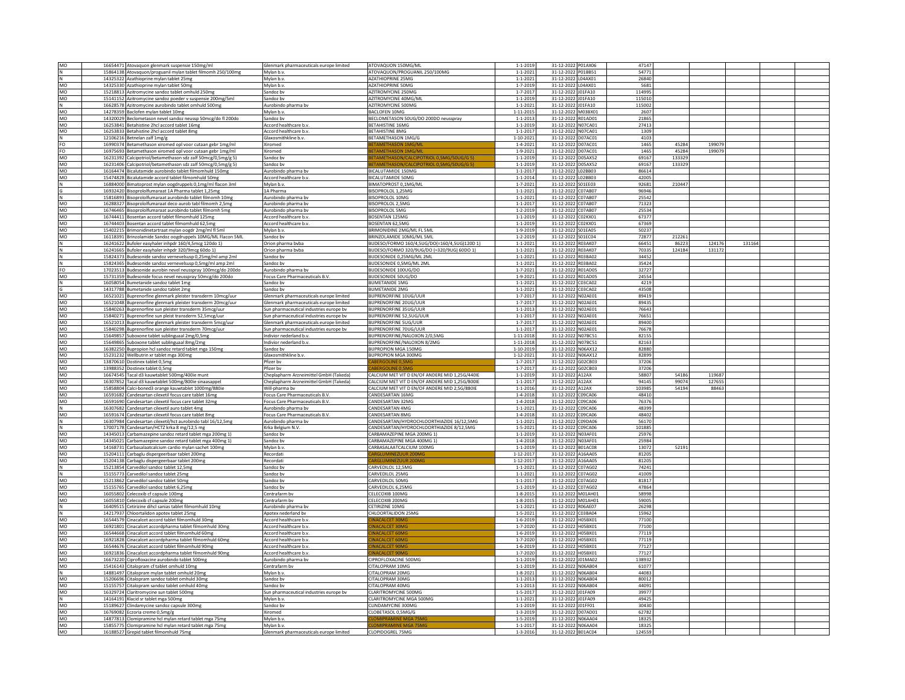| | | | | | | | | | | | | |
|---|---|---|---|---|---|---|---|---|---|---|---|---|
| MO | 16654471 | Atovaquon glenmark suspensie 150mg/ml | Glenmark pharmaceuticals europe limited | ATOVAQUON 150MG/ML | 1-1-2019 | 31-12-2022 | P01AX06 | 47147 | | | | |
| N | 15864138 | Atovaquon/proguanil mylan tablet filmomh 250/100mg | Mylan b.v. | ATOVAQUON/PROGUANIL 250/100MG | 1-1-2021 | 31-12-2022 | P01BB51 | 54771 | | | | |
| N | 14325322 | Azathioprine mylan tablet 25mg | Mylan b.v. | AZATHIOPRINE 25MG | 1-1-2021 | 31-12-2022 | L04AX01 | 26840 | | | | |
| MO | 14325330 | Azathioprine mylan tablet 50mg | Mylan b.v. | AZATHIOPRINE 50MG | 1-7-2019 | 31-12-2022 | L04AX01 | 5681 | | | | |
| MO | 15218813 | Azitromycine sandoz tablet omhuld 250mg | Sandoz bv | AZITROMYCINE 250MG | 1-7-2017 | 31-12-2022 | J01FA10 | 114995 | | | | |
| MO | 15141152 | Azitromycine sandoz poeder v suspensie 200mg/5ml | Sandoz bv | AZITROMYCINE 40MG/ML | 1-1-2019 | 31-12-2022 | J01FA10 | 115010 | | | | |
| N | 16628578 | Azitromycine aurobindo tablet omhuld 500mg | Aurobindo pharma bv | AZITROMYCINE 500MG | 1-1-2021 | 31-12-2022 | J01FA10 | 115002 | | | | |
| MO | 14278359 | Baclofen mylan tablet 10mg | Mylan b.v. | BACLOFEN 10MG | 1-11-2015 | 31-12-2022 | M03BX01 | 2607 | | | | |
| MO | 14320029 | Beclometason nevel sandoz neussp 50mcg/do fl 200do | Sandoz bv | BECLOMETASON 50UG/DO 200DO NEUSSPRAY | 1-1-2013 | 31-12-2022 | R01AD01 | 21865 | | | | |
| MO | 16253841 | Betahistine 2hcl accord tablet 16mg | Accord healthcare b.v. | BETAHISTINE 16MG | 1-1-2019 | 31-12-2022 | N07CA01 | 27413 | | | | |
| MO | 16253833 | Betahistine 2hcl accord tablet 8mg | Accord healthcare b.v. | BETAHISTINE 8MG | 1-1-2017 | 31-12-2022 | N07CA01 | 1309 | | | | |
| N | 12106216 | Betnelan zalf 1mg/g | Glaxosmithkline b.v. | BETAMETHASON 1MG/G | 1-10-2021 | 31-12-2022 | D07AC01 | 4103 | | | | |
| FO | 16990374 | Betamethason xiromed opl voor cutaan gebr 1mg/ml | Xiromed | BETAMETHASON 1MG/ML | 1-4-2021 | 31-12-2022 | D07AC01 | 1465 | 45284 | 199079 | | |
| FO | 16975693 | Betamethason xiromed opl voor cutaan gebr 1mg/ml | Xiromed | BETAMETHASON 1MG/ML | 1-9-2021 | 31-12-2022 | D07AC01 | 1465 | 45284 | 199079 | | |
| MO | 16231392 | Calcipotriol/betamethason sdz zalf 50mcg/0,5mg/g 5) | Sandoz bv | BETAMETHASON/CALCIPOTRIOL 0,5MG/50UG/G 5) | 1-1-2019 | 31-12-2022 | D05AX52 | 69167 | 133329 | | | |
| MO | 16231406 | Calcipotriol/betamethason sdz zalf 50mcg/0,5mg/g 5) | Sandoz bv | BETAMETHASON/CALCIPOTRIOL 0,5MG/50UG/G 5) | 1-1-2019 | 31-12-2022 | D05AX52 | 69167 | 133329 | | | |
| MO | 16164474 | Bicalutamide aurobindo tablet filmomhuld 150mg | Aurobindo pharma bv | BICALUTAMIDE 150MG | 1-1-2017 | 31-12-2022 | L02BB03 | 86614 | | | | |
| MO | 15474828 | Bicalutamide accord tablet filmomhuld 50mg | Accord healthcare b.v. | BICALUTAMIDE 50MG | 1-1-2014 | 31-12-2022 | L02BB03 | 42005 | | | | |
| N | 16884000 | Bimatoprost mylan oogdruppels 0,1mg/ml flacon 3ml | Mylan b.v. | BIMATOPROST 0,1MG/ML | 1-7-2021 | 31-12-2022 | S01EE03 | 92681 | 210447 | | | |
| G | 16932420 | Bisoprololfumaraat 1A Pharma tablet 1,25mg | 1A Pharma | BISOPROLOL 1,25MG | 1-1-2021 | 31-12-2022 | C07AB07 | 96946 | | | | |
| N | 15816893 | Bisoprololfumaraat aurobindo tablet filmomh 10mg | Aurobindo pharma bv | BISOPROLOL 10MG | 1-1-2021 | 31-12-2022 | C07AB07 | 25542 | | | | |
| MO | 16288327 | Bisoprololfumaraat deco aurob tabl filmomh 2,5mg | Aurobindo pharma bv | BISOPROLOL 2,5MG | 1-1-2017 | 31-12-2022 | C07AB07 | 71323 | | | | |
| MO | 16746465 | Bisoprololfumaraat aurobindo tablet filmomh 5mg | Aurobindo pharma bv | BISOPROLOL 5MG | 1-2-2019 | 31-12-2022 | C07AB07 | 25534 | | | | |
| MO | 16744411 | Bosentan accord tablet filmomhuld 125mg | Accord healthcare b.v. | BOSENTAN 125MG | 1-1-2019 | 31-12-2022 | C02KX01 | 67377 | | | | |
| MO | 16744403 | Bosentan accord tablet filmomhuld 62,5mg | Accord healthcare b.v. | BOSENTAN 62,5MG | 1-1-2019 | 31-12-2022 | C02KX01 | 67369 | | | | |
| MO | 15402215 | Brimonidinetartraat mylan oogdr 2mg/ml fl 5ml | Mylan b.v. | BRIMONIDINE 2MG/ML FL 5ML | 1-9-2019 | 31-12-2022 | S01EA05 | 50237 | | | | |
| MO | 16118391 | Brinzolamide Sandoz oogdruppels 10MG/ML Flacon 5ML | Sandoz bv | BRINZOLAMIDE 10MG/ML 5ML | 1-2-2019 | 31-12-2022 | S01EC04 | 72877 | 212261 | | | |
| N | 16241622 | Bufoler easyhaler inhpdr 160/4,5mcg 120do 1) | Orion pharma bvba | BUDESO/FORMO 160/4,5UG/DO(=160/4,5UG)120D 1) | 1-1-2021 | 31-12-2022 | R03AK07 | 66451 | 86223 | 124176 | 131164 | |
| N | 16241665 | Bufoler easyhaler inhpdr 320/9mcg 60do 1) | Orion pharma bvba | BUDESO/FORMO 320/9UG/DO (=320/9UG) 60DO 1) | 1-1-2021 | 31-12-2022 | R03AK07 | 70335 | 124184 | 131172 | | |
| N | 15824373 | Budesonide sandoz vernevelsusp 0,25mg/ml amp 2ml | Sandoz bv | BUDESONIDE 0,25MG/ML 2ML | 1-1-2021 | 31-12-2022 | R03BA02 | 34452 | | | | |
| N | 15824365 | Budesonide sandoz vernevelsusp 0,5mg/ml amp 2ml | Sandoz bv | BUDESONIDE 0,5MG/ML 2ML | 1-1-2021 | 31-12-2022 | R03BA02 | 35424 | | | | |
| FO | 17023513 | Budesonide aurobin nevel neusspray 100mcg/do 200do | Aurobindo pharma bv | BUDESONIDE 100UG/DO | 1-7-2021 | 31-12-2022 | R01AD05 | 32727 | | | | |
| MO | 15731359 | Budesonide focus nevel neusspray 50mcg/do 200do | Focus Care Pharmaceuticals B.V. | BUDESONIDE 50UG/DO | 1-9-2021 | 31-12-2022 | R01AD05 | 24554 | | | | |
| N | 16058054 | Bumetanide sandoz tablet 1mg | Sandoz bv | BUMETANIDE 1MG | 1-1-2021 | 31-12-2022 | C03CA02 | 4219 | | | | |
| G | 14317788 | Bumetanide sandoz tablet 2mg | Sandoz bv | BUMETANIDE 2MG | 1-1-2021 | 31-12-2022 | C03CA02 | 43508 | | | | |
| MO | 16521021 | Buprenorfine glenmark pleister transderm 10mcg/uur | Glenmark pharmaceuticals europe limited | BUPRENORFINE 10UG/UUR | 1-7-2017 | 31-12-2022 | N02AE01 | 89419 | | | | |
| MO | 16521048 | Buprenorfine glenmark pleister transderm 20mcg/uur | Glenmark pharmaceuticals europe limited | BUPRENORFINE 20UG/UUR | 1-7-2017 | 31-12-2022 | N02AE01 | 89435 | | | | |
| MO | 15840263 | Buprenorfine sun pleister transderm 35mcg/uur | Sun pharmaceutical industries europe bv | BUPRENORFINE 35UG/UUR | 1-1-2013 | 31-12-2022 | N02AE01 | 76643 | | | | |
| MO | 15840271 | Buprenorfine sun pleist transderm 52,5mcg/uur | Sun pharmaceutical industries europe bv | BUPRENORFINE 52,5UG/UUR | 1-1-2017 | 31-12-2022 | N02AE01 | 76651 | | | | |
| MO | 16521013 | Buprenorfine glenmark pleister transderm 5mcg/uur | Glenmark pharmaceuticals europe limited | BUPRENORFINE 5UG/UUR | 1-7-2017 | 31-12-2022 | N02AE01 | 89400 | | | | |
| MO | 15840298 | Buprenorfine sun pleister transderm 70mcg/uur | Sun pharmaceutical industries europe bv | BUPRENORFINE 70UG/UUR | 1-1-2017 | 31-12-2022 | N02AE01 | 76678 | | | | |
| MO | 15649857 | Suboxone tablet sublinguaal 2mg/0,5mg | Indivior nederland b.v. | BUPRENORFINE/NALOXON 2/0,5MG | 1-11-2018 | 31-12-2022 | N07BC51 | 82155 | | | | |
| MO | 15649865 | Suboxone tablet sublinguaal 8mg/2mg | Indivior nederland b.v. | BUPRENORFINE/NALOXON 8/2MG | 1-11-2018 | 31-12-2022 | N07BC51 | 82163 | | | | |
| MO | 16382250 | Bupropion hcl sandoz retard tablet mga 150mg | Sandoz bv | BUPROPION MGA 150MG | 1-10-2019 | 31-12-2022 | N06AX12 | 82880 | | | | |
| MO | 15231232 | Wellbutrin xr tablet mga 300mg | Glaxosmithkline b.v. | BUPROPION MGA 300MG | 1-12-2021 | 31-12-2022 | N06AX12 | 82899 | | | | |
| MO | 13870610 | Dostinex tablet 0,5mg | Pfizer bv | CABERGOLINE 0,5MG | 1-7-2017 | 31-12-2022 | G02CB03 | 37206 | | | | |
| MO | 13988352 | Dostinex tablet 0,5mg | Pfizer bv | CABERGOLINE 0,5MG | 1-7-2017 | 31-12-2022 | G02CB03 | 37206 | | | | |
| MO | 16674545 | Tacal d3 kauwtablet 500mg/400ie munt | Cheplapharm Arzneimittel GmbH (Takeda) | CALCIUM MET VIT D EN/OF ANDERE MID 1,25G/440IE | 1-1-2019 | 31-12-2022 | A12AX | 58807 | 54186 | 119687 | | |
| MO | 16307852 | Tacal d3 kauwtablet 500mg/800ie sinaasappel | Cheplapharm Arzneimittel GmbH (Takeda) | CALCIUM MET VIT D EN/OF ANDERE MID 1,25G/800IE | 1-1-2017 | 31-12-2022 | A12AX | 94145 | 99074 | 127655 | | |
| MO | 15858804 | Calci-boned3 orange kauwtablet 1000mg/880ie | Will-pharma bv | CALCIUM MET VIT D EN/OF ANDERE MID 2,5G/880IE | 1-1-2016 | 31-12-2022 | A12AX | 103985 | 54194 | 88463 | | |
| MO | 16591682 | Candesartan cilexetil focus care tablet 16mg | Focus Care Pharmaceuticals B.V. | CANDESARTAN 16MG | 1-4-2018 | 31-12-2022 | C09CA06 | 48410 | | | | |
| MO | 16591690 | Candesartan cilexetil focus care tablet 32mg | Focus Care Pharmaceuticals B.V. | CANDESARTAN 32MG | 1-4-2018 | 31-12-2022 | C09CA06 | 76376 | | | | |
| N | 16307682 | Candesartan cilexetil auro tablet 4mg | Aurobindo pharma bv | CANDESARTAN 4MG | 1-1-2021 | 31-12-2022 | C09CA06 | 48399 | | | | |
| MO | 16591674 | Candesartan cilexetil focus care tablet 8mg | Focus Care Pharmaceuticals B.V. | CANDESARTAN 8MG | 1-4-2018 | 31-12-2022 | C09CA06 | 48402 | | | | |
| N | 16307984 | Candesartan cilexetil/hct aurobindo tabl 16/12,5mg | Aurobindo pharma bv | CANDESARTAN/HYDROCHLOORTHIAZIDE 16/12,5MG | 1-1-2021 | 31-12-2022 | C09DA06 | 56170 | | | | |
| N | 17007178 | Candesartan/HCTZ krka 8 mg/12,5 mg | Krka Belgium N.V. | CANDESARTAN/HYDROCHLOORTHIAZIDE 8/12,5MG | 1-5-2021 | 31-12-2022 | C09CA06 | 101885 | | | | |
| MO | 14345013 | Carbamazepine sandoz retard tablet mga 200mg 1) | Sandoz bv | CARBAMAZEPINE MGA 200MG 1) | 1-1-2019 | 31-12-2022 | N03AF01 | 25976 | | | | |
| MO | 14345021 | Carbamazepine sandoz retard tablet mga 400mg 1) | Sandoz bv | CARBAMAZEPINE MGA 400MG 1) | 1-4-2018 | 31-12-2022 | N03AF01 | 25984 | | | | |
| MO | 14168731 | Carbasalaatcalcium cardio mylan sachet 100mg | Mylan b.v. | CARBASALAATCALCIUM 100MG | 1-1-2019 | 31-12-2022 | B01AC08 | 13072 | 52191 | | | |
| MO | 15204111 | Carbaglu dispergeerbaar tablet 200mg | Recordati | CARGLUMINEZUUR 200MG | 1-12-2017 | 31-12-2022 | A16AA05 | 81205 | | | | |
| MO | 15204138 | Carbaglu dispergeerbaar tablet 200mg | Recordati | CARGLUMINEZUUR 200MG | 1-12-2017 | 31-12-2022 | A16AA05 | 81205 | | | | |
| N | 15213854 | Carvedilol sandoz tablet 12,5mg | Sandoz bv | CARVEDILOL 12,5MG | 1-1-2021 | 31-12-2022 | C07AG02 | 74241 | | | | |
| N | 15155773 | Carvedilol sandoz tablet 25mg | Sandoz bv | CARVEDILOL 25MG | 1-1-2021 | 31-12-2022 | C07AG02 | 41009 | | | | |
| MO | 15213862 | Carvedilol sandoz tablet 50mg | Sandoz bv | CARVEDILOL 50MG | 1-1-2017 | 31-12-2022 | C07AG02 | 81817 | | | | |
| MO | 15155765 | Carvedilol sandoz tablet 6,25mg | Sandoz bv | CARVEDILOL 6,25MG | 1-1-2019 | 31-12-2022 | C07AG02 | 47864 | | | | |
| MO | 16055802 | Celecoxib cf capsule 100mg | Centrafarm bv | CELECOXIB 100MG | 1-8-2015 | 31-12-2022 | M01AH01 | 58998 | | | | |
| MO | 16055810 | Celecoxib cf capsule 200mg | Centrafarm bv | CELECOXIB 200MG | 1-8-2015 | 31-12-2022 | M01AH01 | 59005 | | | | |
| N | 16409515 | Cetirizine dihcl sanias tablet filmomhuld 10mg | Aurobindo pharma bv | CETIRIZINE 10MG | 1-1-2021 | 31-12-2022 | R06AE07 | 26298 | | | | |
| N | 14217937 | Chloortalidon apotex tablet 25mg | Apotex nederland bv | CHLOORTALIDON 25MG | 1-5-2021 | 31-12-2022 | C03BA04 | 15962 | | | | |
| MO | 16544579 | Cinacalcet accord tablet filmomhuld 30mg | Accord healthcare b.v. | CINACALCET 30MG | 1-6-2019 | 31-12-2022 | H05BX01 | 77100 | | | | |
| MO | 16921801 | Cinacalcet accordpharma tablet filmomhuld 30mg | Accord healthcare b.v. | CINACALCET 30MG | 1-7-2020 | 31-12-2022 | H05BX01 | 77100 | | | | |
| MO | 16544668 | Cinacalcet accord tablet filmomhuld 60mg | Accord healthcare b.v. | CINACALCET 60MG | 1-6-2019 | 31-12-2022 | H05BX01 | 77119 | | | | |
| MO | 16921828 | Cinacalcet accordpharma tablet filmomhuld 60mg | Accord healthcare b.v. | CINACALCET 60MG | 1-7-2020 | 31-12-2022 | H05BX01 | 77119 | | | | |
| MO | 16544676 | Cinacalcet accord tablet filmomhuld 90mg | Accord healthcare b.v. | CINACALCET 90MG | 1-6-2019 | 31-12-2022 | H05BX01 | 77127 | | | | |
| MO | 16921836 | Cinacalcet accordpharma tablet filmomhuld 90mg | Accord healthcare b.v. | CINACALCET 90MG | 1-7-2020 | 31-12-2022 | H05BX01 | 77127 | | | | |
| MO | 16673220 | Ciprofloxacine aurobindo tablet 500mg | Aurobindo pharma bv | CIPROFLOXACINE 500MG | 1-1-2019 | 31-12-2022 | J01MA02 | 138932 | | | | |
| MO | 15416143 | Citalopram cf tablet omhuld 10mg | Centrafarm bv | CITALOPRAM 10MG | 1-1-2019 | 31-12-2022 | N06AB04 | 61077 | | | | |
| N | 14881497 | Citalopram mylan tablet omhuld 20mg | Mylan b.v. | CITALOPRAM 20MG | 1-8-2021 | 31-12-2022 | N06AB04 | 44083 | | | | |
| MO | 15206696 | Citalopram sandoz tablet omhuld 30mg | Sandoz bv | CITALOPRAM 30MG | 1-1-2013 | 31-12-2022 | N06AB04 | 80012 | | | | |
| MO | 15155757 | Citalopram sandoz tablet omhuld 40mg | Sandoz bv | CITALOPRAM 40MG | 1-1-2013 | 31-12-2022 | N06AB04 | 44091 | | | | |
| MO | 16329724 | Claritromycine sun tablet 500mg | Sun pharmaceutical industries europe bv | CLARITROMYCINE 500MG | 1-5-2017 | 31-12-2022 | J01FA09 | 39977 | | | | |
| N | 14164191 | Klacid sr tablet mga 500mg | Mylan b.v. | CLARITROMYCINE MGA 500MG | 1-1-2021 | 31-12-2022 | J01FA09 | 49425 | | | | |
| MO | 15189627 | Clindamycine sandoz capsule 300mg | Sandoz bv | CLINDAMYCINE 300MG | 1-1-2019 | 31-12-2022 | J01FF01 | 30430 | | | | |
| MO | 16769082 | Eczoria creme 0,5mg/g | Xiromed | CLOBETASOL 0,5MG/G | 1-3-2019 | 31-12-2022 | D07AD01 | 62782 | | | | |
| MO | 14877813 | Clomipramine hcl mylan retard tablet mga 75mg | Mylan b.v. | CLOMIPRAMINE MGA 75MG | 1-5-2019 | 31-12-2022 | N06AA04 | 18325 | | | | |
| MO | 15855775 | Clomipramine hcl mylan retard tablet mga 75mg | Mylan b.v. | CLOMIPRAMINE MGA 75MG | 1-1-2017 | 31-12-2022 | N06AA04 | 18325 | | | | |
| MO | 16188527 | Grepid tablet filmomhuld 75mg | Glenmark pharmaceuticals europe limited | CLOPIDOGREL 75MG | 1-3-2016 | 31-12-2022 | B01AC04 | 124559 | | | | |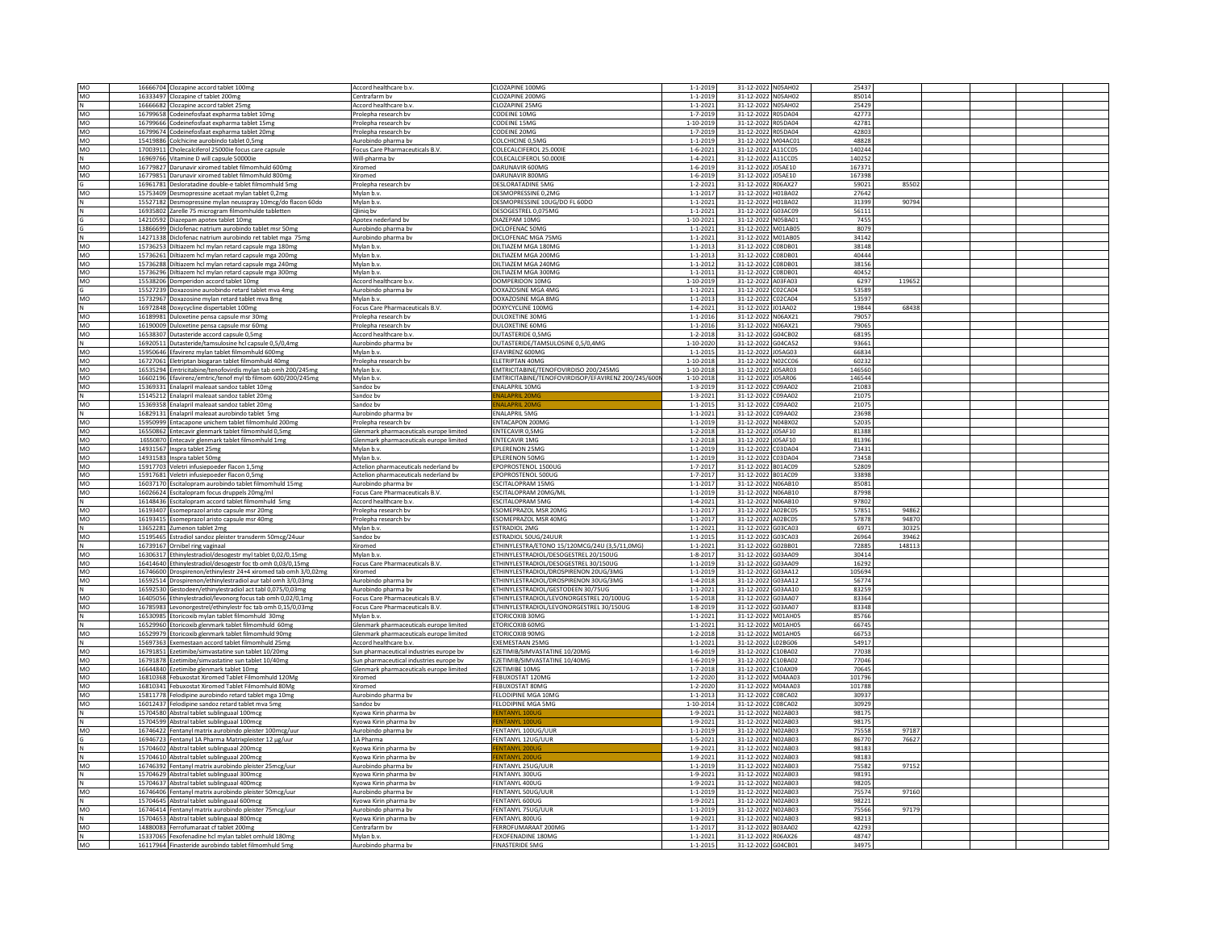| | | | | | | | | | | | | | |
|---|---|---|---|---|---|---|---|---|---|---|---|---|---|
| MO | 16666704 | Clozapine accord tablet 100mg | Accord healthcare b.v. | CLOZAPINE 100MG | 1-1-2019 | 31-12-2022 | N05AH02 | 25437 | | | | | |
| MO | 16333497 | Clozapine cf tablet 200mg | Centrafarm bv | CLOZAPINE 200MG | 1-1-2019 | 31-12-2022 | N05AH02 | 85014 | | | | | |
| N | 16666682 | Clozapine accord tablet 25mg | Accord healthcare b.v. | CLOZAPINE 25MG | 1-1-2021 | 31-12-2022 | N05AH02 | 25429 | | | | | |
| MO | 16799658 | Codeinefosfaat expharma tablet 10mg | Prolepha research bv | CODEINE 10MG | 1-7-2019 | 31-12-2022 | R05DA04 | 42773 | | | | | |
| MO | 16799666 | Codeinefosfaat expharma tablet 15mg | Prolepha research bv | CODEINE 15MG | 1-10-2019 | 31-12-2022 | R05DA04 | 42781 | | | | | |
| MO | 16799674 | Codeinefosfaat expharma tablet 20mg | Prolepha research bv | CODEINE 20MG | 1-7-2019 | 31-12-2022 | R05DA04 | 42803 | | | | | |
| MO | 15419886 | Colchicine aurobindo tablet 0,5mg | Aurobindo pharma bv | COLCHICINE 0,5MG | 1-1-2019 | 31-12-2022 | M04AC01 | 48828 | | | | | |
| MO | 17003911 | Cholecalciferol 25000ie focus care capsule | Focus Care Pharmaceuticals B.V. | COLECALCIFEROL 25.000IE | 1-6-2021 | 31-12-2022 | A11CC05 | 140244 | | | | | |
| N | 16969766 | Vitamine D will capsule 50000ie | Will-pharma bv | COLECALCIFEROL 50.000IE | 1-4-2021 | 31-12-2022 | A11CC05 | 140252 | | | | | |
| MO | 16779827 | Darunavir xiromed tablet filmomhuld 600mg | Xiromed | DARUNAVIR 600MG | 1-6-2019 | 31-12-2022 | J05AE10 | 167371 | | | | | |
| MO | 16779851 | Darunavir xiromed tablet filmomhuld 800mg | Xiromed | DARUNAVIR 800MG | 1-6-2019 | 31-12-2022 | J05AE10 | 167398 | | | | | |
| G | 16961781 | Desloratadine double-e tablet filmomhuld 5mg | Prolepha research bv | DESLORATADINE 5MG | 1-2-2021 | 31-12-2022 | R06AX27 | 59021 | 85502 | | | | |
| MO | 15753409 | Desmopressine acetaat mylan tablet 0,2mg | Mylan b.v. | DESMOPRESSINE 0,2MG | 1-1-2017 | 31-12-2022 | H01BA02 | 27642 | | | | | |
| N | 15527182 | Desmopressine mylan neusspray 10mcg/do flacon 60do | Mylan b.v. | DESMOPRESSINE 10UG/DO FL 60DO | 1-1-2021 | 31-12-2022 | H01BA02 | 31399 | 90794 | | | | |
| N | 16935802 | Zarelle 75 microgram filmomhulde tabletten | Qliniq bv | DESOGESTREL 0,075MG | 1-1-2021 | 31-12-2022 | G03AC09 | 56111 | | | | | |
| G | 14210592 | Diazepam apotex tablet 10mg | Apotex nederland bv | DIAZEPAM 10MG | 1-10-2021 | 31-12-2022 | N05BA01 | 7455 | | | | | |
| G | 13866699 | Diclofenac natrium aurobindo tablet msr 50mg | Aurobindo pharma bv | DICLOFENAC 50MG | 1-1-2021 | 31-12-2022 | M01AB05 | 8079 | | | | | |
| N | 14271338 | Diclofenac natrium aurobindo ret tablet mga 75mg | Aurobindo pharma bv | DICLOFENAC MGA 75MG | 1-1-2021 | 31-12-2022 | M01AB05 | 34142 | | | | | |
| MO | 15736253 | Diltiazem hcl mylan retard capsule mga 180mg | Mylan b.v. | DILTIAZEM MGA 180MG | 1-1-2013 | 31-12-2022 | C08DB01 | 38148 | | | | | |
| MO | 15736261 | Diltiazem hcl mylan retard capsule mga 200mg | Mylan b.v. | DILTIAZEM MGA 200MG | 1-1-2013 | 31-12-2022 | C08DB01 | 40444 | | | | | |
| MO | 15736288 | Diltiazem hcl mylan retard capsule mga 240mg | Mylan b.v. | DILTIAZEM MGA 240MG | 1-1-2012 | 31-12-2022 | C08DB01 | 38156 | | | | | |
| MO | 15736296 | Diltiazem hcl mylan retard capsule mga 300mg | Mylan b.v. | DILTIAZEM MGA 300MG | 1-1-2011 | 31-12-2022 | C08DB01 | 40452 | | | | | |
| MO | 15538206 | Domperidon accord tablet 10mg | Accord healthcare b.v. | DOMPERIDON 10MG | 1-10-2019 | 31-12-2022 | A03FA03 | 6297 | 119652 | | | | |
| G | 15527239 | Doxazosine aurobindo retard tablet mva 4mg | Aurobindo pharma bv | DOXAZOSINE MGA 4MG | 1-1-2021 | 31-12-2022 | C02CA04 | 53589 | | | | | |
| MO | 15732967 | Doxazosine mylan retard tablet mva 8mg | Mylan b.v. | DOXAZOSINE MGA 8MG | 1-1-2013 | 31-12-2022 | C02CA04 | 53597 | | | | | |
| N | 16972848 | Doxycycline dispertablet 100mg | Focus Care Pharmaceuticals B.V. | DOXYCYCLINE 100MG | 1-4-2021 | 31-12-2022 | J01AA02 | 19844 | 68438 | | | | |
| MO | 16189981 | Duloxetine pensa capsule msr 30mg | Prolepha research bv | DULOXETINE 30MG | 1-1-2016 | 31-12-2022 | N06AX21 | 79057 | | | | | |
| MO | 16190009 | Duloxetine pensa capsule msr 60mg | Prolepha research bv | DULOXETINE 60MG | 1-1-2016 | 31-12-2022 | N06AX21 | 79065 | | | | | |
| MO | 16538307 | Dutasteride accord capsule 0,5mg | Accord healthcare b.v. | DUTASTERIDE 0,5MG | 1-2-2018 | 31-12-2022 | G04CB02 | 68195 | | | | | |
| N | 16920511 | Dutasteride/tamsulosine hcl capsule 0,5/0,4mg | Aurobindo pharma bv | DUTASTERIDE/TAMSULOSINE 0,5/0,4MG | 1-10-2020 | 31-12-2022 | G04CA52 | 93661 | | | | | |
| MO | 15950646 | Efavirenz mylan tablet filmomhuld 600mg | Mylan b.v. | EFAVIRENZ 600MG | 1-1-2015 | 31-12-2022 | J05AG03 | 66834 | | | | | |
| MO | 16727061 | Eletriptan biogaran tablet filmomhuld 40mg | Prolepha research bv | ELETRIPTAN 40MG | 1-10-2018 | 31-12-2022 | N02CC06 | 60232 | | | | | |
| MO | 16535294 | Emtricitabine/tenofovirdis mylan tab omh 200/245mg | Mylan b.v. | EMTRICITABINE/TENOFOVIRDISO 200/245MG | 1-10-2018 | 31-12-2022 | J05AR03 | 146560 | | | | | |
| MO | 16602196 | Efavirenz/emtric/tenof myl tb filmom 600/200/245mg | Mylan b.v. | EMTRICITABINE/TENOFOVIRDISOP/EFAVIRENZ 200/245/600M | 1-10-2018 | 31-12-2022 | J05AR06 | 146544 | | | | | |
| MO | 15369331 | Enalapril maleaat sandoz tablet 10mg | Sandoz bv | ENALAPRIL 10MG | 1-3-2019 | 31-12-2022 | C09AA02 | 21083 | | | | | |
| N | 15145212 | Enalapril maleaat sandoz tablet 20mg | Sandoz bv | ENALAPRIL 20MG | 1-3-2021 | 31-12-2022 | C09AA02 | 21075 | | | | | |
| MO | 15369358 | Enalapril maleaat sandoz tablet 20mg | Sandoz bv | ENALAPRIL 20MG | 1-1-2015 | 31-12-2022 | C09AA02 | 21075 | | | | | |
| N | 16829131 | Enalapril maleaat aurobindo tablet 5mg | Aurobindo pharma bv | ENALAPRIL 5MG | 1-1-2021 | 31-12-2022 | C09AA02 | 23698 | | | | | |
| MO | 15950999 | Entacapone unichem tablet filmomhuld 200mg | Prolepha research bv | ENTACAPON 200MG | 1-1-2019 | 31-12-2022 | N04BX02 | 52035 | | | | | |
| MO | 16550862 | Entecavir glenmark tablet filmomhuld 0,5mg | Glenmark pharmaceuticals europe limited | ENTECAVIR 0,5MG | 1-2-2018 | 31-12-2022 | J05AF10 | 81388 | | | | | |
| MO | 16550870 | Entecavir glenmark tablet filmomhuld 1mg | Glenmark pharmaceuticals europe limited | ENTECAVIR 1MG | 1-2-2018 | 31-12-2022 | J05AF10 | 81396 | | | | | |
| MO | 14931567 | Inspra tablet 25mg | Mylan b.v. | EPLERENON 25MG | 1-1-2019 | 31-12-2022 | C03DA04 | 73431 | | | | | |
| MO | 14931583 | Inspra tablet 50mg | Mylan b.v. | EPLERENON 50MG | 1-1-2019 | 31-12-2022 | C03DA04 | 73458 | | | | | |
| MO | 15917703 | Veletri infusiepoeder flacon 1,5mg | Actelion pharmaceuticals nederland bv | EPOPROSTENOL 1500UG | 1-7-2017 | 31-12-2022 | B01AC09 | 52809 | | | | | |
| MO | 15917681 | Veletri infusiepoeder flacon 0,5mg | Actelion pharmaceuticals nederland bv | EPOPROSTENOL 500UG | 1-7-2017 | 31-12-2022 | B01AC09 | 33898 | | | | | |
| MO | 16037170 | Escitalopram aurobindo tablet filmomhuld 15mg | Aurobindo pharma bv | ESCITALOPRAM 15MG | 1-1-2017 | 31-12-2022 | N06AB10 | 85081 | | | | | |
| MO | 16026624 | Escitalopram focus druppels 20mg/ml | Focus Care Pharmaceuticals B.V. | ESCITALOPRAM 20MG/ML | 1-1-2019 | 31-12-2022 | N06AB10 | 87998 | | | | | |
| N | 16148436 | Escitalopram accord tablet filmomhuld 5mg | Accord healthcare b.v. | ESCITALOPRAM 5MG | 1-4-2021 | 31-12-2022 | N06AB10 | 97802 | | | | | |
| MO | 16193407 | Esomeprazol aristo capsule msr 20mg | Prolepha research bv | ESOMEPRAZOL MSR 20MG | 1-1-2017 | 31-12-2022 | A02BC05 | 57851 | 94862 | | | | |
| MO | 16193415 | Esomeprazol aristo capsule msr 40mg | Prolepha research bv | ESOMEPRAZOL MSR 40MG | 1-1-2017 | 31-12-2022 | A02BC05 | 57878 | 94870 | | | | |
| N | 13652281 | Zumenon tablet 2mg | Mylan b.v. | ESTRADIOL 2MG | 1-1-2021 | 31-12-2022 | G03CA03 | 6971 | 30325 | | | | |
| MO | 15195465 | Estradiol sandoz pleister transderm 50mcg/24uur | Sandoz bv | ESTRADIOL 50UG/24UUR | 1-1-2015 | 31-12-2022 | G03CA03 | 26964 | 39462 | | | | |
| N | 16739167 | Ornibel ring vaginaal | Xiromed | ETHINYLESTRA/ETONO 15/120MCG/24U (3,5/11,0MG) | 1-1-2021 | 31-12-2022 | G02BB01 | 72885 | 148113 | | | | |
| MO | 16306317 | Ethinylestradiol/desogestr myl tablet 0,02/0,15mg | Mylan b.v. | ETHINYLESTRADIOL/DESOGESTREL 20/150UG | 1-8-2017 | 31-12-2022 | G03AA09 | 30414 | | | | | |
| MO | 16414640 | Ethinylestradiol/desogestr foc tb omh 0,03/0,15mg | Focus Care Pharmaceuticals B.V. | ETHINYLESTRADIOL/DESOGESTREL 30/150UG | 1-1-2019 | 31-12-2022 | G03AA09 | 16292 | | | | | |
| MO | 16746600 | Drospirenon/ethinylestr 24+4 xiromed tab omh 3/0,02mg | Xiromed | ETHINYLESTRADIOL/DROSPIRENON 20UG/3MG | 1-1-2019 | 31-12-2022 | G03AA12 | 105694 | | | | | |
| MO | 16592514 | Drospirenon/ethinylestradiol aur tabl omh 3/0,03mg | Aurobindo pharma bv | ETHINYLESTRADIOL/DROSPIRENON 30UG/3MG | 1-4-2018 | 31-12-2022 | G03AA12 | 56774 | | | | | |
| N | 16592530 | Gestodeen/ethinylestradiol act tabl 0,075/0,03mg | Aurobindo pharma bv | ETHINYLESTRADIOL/GESTODEEN 30/75UG | 1-1-2021 | 31-12-2022 | G03AA10 | 83259 | | | | | |
| MO | 16405056 | Ethinylestradiol/levonorg focus tab omh 0,02/0,1mg | Focus Care Pharmaceuticals B.V. | ETHINYLESTRADIOL/LEVONORGESTREL 20/100UG | 1-5-2018 | 31-12-2022 | G03AA07 | 83364 | | | | | |
| MO | 16785983 | Levonorgestrel/ethinylestr foc tab omh 0,15/0,03mg | Focus Care Pharmaceuticals B.V. | ETHINYLESTRADIOL/LEVONORGESTREL 30/150UG | 1-8-2019 | 31-12-2022 | G03AA07 | 83348 | | | | | |
| N | 16530985 | Etoricoxib mylan tablet filmomhuld 30mg | Mylan b.v. | ETORICOXIB 30MG | 1-1-2021 | 31-12-2022 | M01AH05 | 85766 | | | | | |
| N | 16529960 | Etoricoxib glenmark tablet filmomhuld 60mg | Glenmark pharmaceuticals europe limited | ETORICOXIB 60MG | 1-1-2021 | 31-12-2022 | M01AH05 | 66745 | | | | | |
| MO | 16529979 | Etoricoxib glenmark tablet filmomhuld 90mg | Glenmark pharmaceuticals europe limited | ETORICOXIB 90MG | 1-2-2018 | 31-12-2022 | M01AH05 | 66753 | | | | | |
| N | 15697363 | Exemestaan accord tablet filmomhuld 25mg | Accord healthcare b.v. | EXEMESTAAN 25MG | 1-1-2021 | 31-12-2022 | L02BG06 | 54917 | | | | | |
| MO | 16791851 | Ezetimibe/simvastatine sun tablet 10/20mg | Sun pharmaceutical industries europe bv | EZETIMIB/SIMVASTATINE 10/20MG | 1-6-2019 | 31-12-2022 | C10BA02 | 77038 | | | | | |
| MO | 16791878 | Ezetimibe/simvastatine sun tablet 10/40mg | Sun pharmaceutical industries europe bv | EZETIMIB/SIMVASTATINE 10/40MG | 1-6-2019 | 31-12-2022 | C10BA02 | 77046 | | | | | |
| MO | 16644840 | Ezetimibe glenmark tablet 10mg | Glenmark pharmaceuticals europe limited | EZETIMIBE 10MG | 1-7-2018 | 31-12-2022 | C10AX09 | 70645 | | | | | |
| MO | 16810368 | Febuxostat Xiromed Tablet Filmomhuld 120Mg | Xiromed | FEBUXOSTAT 120MG | 1-2-2020 | 31-12-2022 | M04AA03 | 101796 | | | | | |
| MO | 16810341 | Febuxostat Xiromed Tablet Filmomhuld 80Mg | Xiromed | FEBUXOSTAT 80MG | 1-2-2020 | 31-12-2022 | M04AA03 | 101788 | | | | | |
| MO | 15811778 | Felodipine aurobindo retard tablet mga 10mg | Aurobindo pharma bv | FELODIPINE MGA 10MG | 1-1-2013 | 31-12-2022 | C08CA02 | 30937 | | | | | |
| MO | 16012437 | Felodipine sandoz retard tablet mva 5mg | Sandoz bv | FELODIPINE MGA 5MG | 1-10-2014 | 31-12-2022 | C08CA02 | 30929 | | | | | |
| N | 15704580 | Abstral tablet sublinguaal 100mcg | Kyowa Kirin pharma bv | FENTANYL 100UG | 1-9-2021 | 31-12-2022 | N02AB03 | 98175 | | | | | |
| N | 15704599 | Abstral tablet sublinguaal 100mcg | Kyowa Kirin pharma bv | FENTANYL 100UG | 1-9-2021 | 31-12-2022 | N02AB03 | 98175 | | | | | |
| MO | 16746422 | Fentanyl matrix aurobindo pleister 100mcg/uur | Aurobindo pharma bv | FENTANYL 100UG/UUR | 1-1-2019 | 31-12-2022 | N02AB03 | 75558 | 97187 | | | | |
| G | 16946723 | Fentanyl 1A Pharma Matrixpleister 12 µg/uur | 1A Pharma | FENTANYL 12UG/UUR | 1-5-2021 | 31-12-2022 | N02AB03 | 86770 | 76627 | | | | |
| N | 15704602 | Abstral tablet sublinguaal 200mcg | Kyowa Kirin pharma bv | FENTANYL 200UG | 1-9-2021 | 31-12-2022 | N02AB03 | 98183 | | | | | |
| N | 15704610 | Abstral tablet sublinguaal 200mcg | Kyowa Kirin pharma bv | FENTANYL 200UG | 1-9-2021 | 31-12-2022 | N02AB03 | 98183 | | | | | |
| MO | 16746392 | Fentanyl matrix aurobindo pleister 25mcg/uur | Aurobindo pharma bv | FENTANYL 25UG/UUR | 1-1-2019 | 31-12-2022 | N02AB03 | 75582 | 97152 | | | | |
| N | 15704629 | Abstral tablet sublinguaal 300mcg | Kyowa Kirin pharma bv | FENTANYL 300UG | 1-9-2021 | 31-12-2022 | N02AB03 | 98191 | | | | | |
| N | 15704637 | Abstral tablet sublinguaal 400mcg | Kyowa Kirin pharma bv | FENTANYL 400UG | 1-9-2021 | 31-12-2022 | N02AB03 | 98205 | | | | | |
| MO | 16746406 | Fentanyl matrix aurobindo pleister 50mcg/uur | Aurobindo pharma bv | FENTANYL 50UG/UUR | 1-1-2019 | 31-12-2022 | N02AB03 | 75574 | 97160 | | | | |
| N | 15704645 | Abstral tablet sublinguaal 600mcg | Kyowa Kirin pharma bv | FENTANYL 600UG | 1-9-2021 | 31-12-2022 | N02AB03 | 98221 | | | | | |
| MO | 16746414 | Fentanyl matrix aurobindo pleister 75mcg/uur | Aurobindo pharma bv | FENTANYL 75UG/UUR | 1-1-2019 | 31-12-2022 | N02AB03 | 75566 | 97179 | | | | |
| N | 15704653 | Abstral tablet sublinguaal 800mcg | Kyowa Kirin pharma bv | FENTANYL 800UG | 1-9-2021 | 31-12-2022 | N02AB03 | 98213 | | | | | |
| MO | 14880083 | Ferrofumaraat cf tablet 200mg | Centrafarm bv | FERROFUMARAAT 200MG | 1-1-2017 | 31-12-2022 | B03AA02 | 42293 | | | | | |
| N | 15337065 | Fexofenadine hcl mylan tablet omhuld 180mg | Mylan b.v. | FEXOFENADINE 180MG | 1-1-2021 | 31-12-2022 | R06AX26 | 48747 | | | | | |
| MO | 16117964 | Finasteride aurobindo tablet filmomhuld 5mg | Aurobindo pharma bv | FINASTERIDE 5MG | 1-1-2015 | 31-12-2022 | G04CB01 | 34975 | | | | | |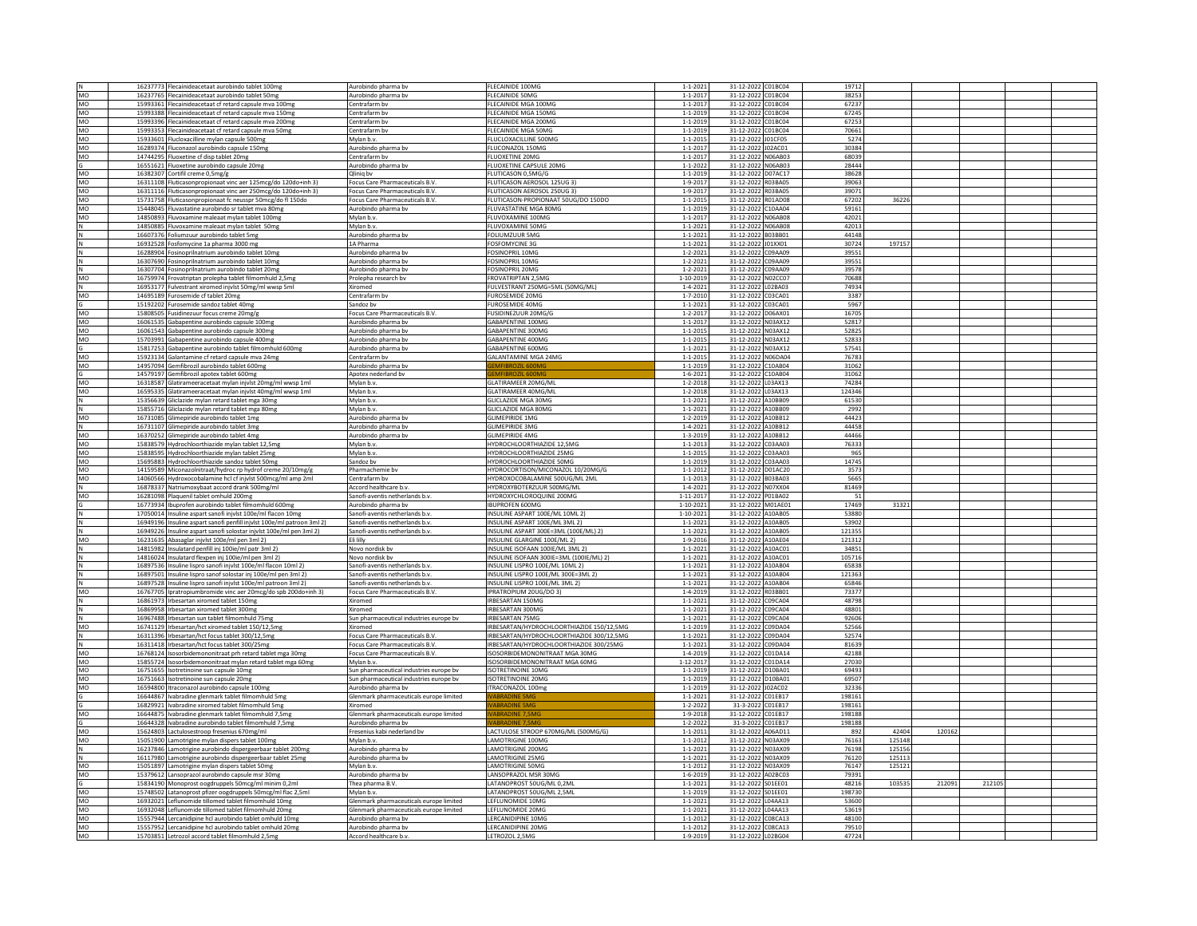| | | | | | | | | | | | | |
|---|---|---|---|---|---|---|---|---|---|---|---|---|
| N | 16237773 | Flecainideacetaat aurobindo tablet 100mg | Aurobindo pharma bv | FLECAINIDE 100MG | 1-1-2021 | 31-12-2022 | C01BC04 | 19712 | | | | |
| MO | 16237765 | Flecainideacetaat aurobindo tablet 50mg | Aurobindo pharma bv | FLECAINIDE 50MG | 1-1-2017 | 31-12-2022 | C01BC04 | 38253 | | | | |
| MO | 15993361 | Flecainideacetaat cf retard capsule mva 100mg | Centrafarm bv | FLECAINIDE MGA 100MG | 1-1-2017 | 31-12-2022 | C01BC04 | 67237 | | | | |
| MO | 15993388 | Flecainideacetaat cf retard capsule mva 150mg | Centrafarm bv | FLECAINIDE MGA 150MG | 1-1-2019 | 31-12-2022 | C01BC04 | 67245 | | | | |
| MO | 15993396 | Flecainideacetaat cf retard capsule mva 200mg | Centrafarm bv | FLECAINIDE MGA 200MG | 1-1-2019 | 31-12-2022 | C01BC04 | 67253 | | | | |
| MO | 15993353 | Flecainideacetaat cf retard capsule mva 50mg | Centrafarm bv | FLECAINIDE MGA 50MG | 1-1-2019 | 31-12-2022 | C01BC04 | 70661 | | | | |
| MO | 15933601 | Flucloxacilline mylan capsule 500mg | Mylan b.v. | FLUCLOXACILLINE 500MG | 1-1-2015 | 31-12-2022 | J01CF05 | 5274 | | | | |
| MO | 16289374 | Fluconazol aurobindo capsule 150mg | Aurobindo pharma bv | FLUCONAZOL 150MG | 1-1-2017 | 31-12-2022 | J02AC01 | 30384 | | | | |
| MO | 14744295 | Fluoxetine cf disp tablet 20mg | Centrafarm bv | FLUOXETINE 20MG | 1-1-2017 | 31-12-2022 | N06AB03 | 68039 | | | | |
| G | 16551621 | Fluoxetine aurobindo capsule 20mg | Aurobindo pharma bv | FLUOXETINE CAPSULE 20MG | 1-1-2022 | 31-12-2022 | N06AB03 | 28444 | | | | |
| MO | 16382307 | Cortifil creme 0,5mg/g | Qliniq bv | FLUTICASON 0,5MG/G | 1-1-2019 | 31-12-2022 | D07AC17 | 38628 | | | | |
| MO | 16311108 | Fluticasonpropionaat vinc aer 125mcg/do 120do+inh 3) | Focus Care Pharmaceuticals B.V. | FLUTICASON AEROSOL 125UG 3) | 1-9-2017 | 31-12-2022 | R03BA05 | 39063 | | | | |
| MO | 16311116 | Fluticasonpropionaat vinc aer 250mcg/do 120do+inh 3) | Focus Care Pharmaceuticals B.V. | FLUTICASON AEROSOL 250UG 3) | 1-9-2017 | 31-12-2022 | R03BA05 | 39071 | | | | |
| MO | 15731758 | Fluticasonpropionaat fc neusspr 50mcg/do fl 150do | Focus Care Pharmaceuticals B.V. | FLUTICASON-PROPIONAAT 50UG/DO 150DO | 1-1-2015 | 31-12-2022 | R01AD08 | 67202 | 36226 | | | |
| MO | 15448045 | Fluvastatine aurobindo sr tablet mva 80mg | Aurobindo pharma bv | FLUVASTATINE MGA 80MG | 1-1-2019 | 31-12-2022 | C10AA04 | 59161 | | | | |
| MO | 14850893 | Fluvoxamine maleaat mylan tablet 100mg | Mylan b.v. | FLUVOXAMINE 100MG | 1-1-2017 | 31-12-2022 | N06AB08 | 42021 | | | | |
| N | 14850885 | Fluvoxamine maleaat mylan tablet 50mg | Mylan b.v. | FLUVOXAMINE 50MG | 1-1-2021 | 31-12-2022 | N06AB08 | 42013 | | | | |
| N | 16607376 | Foliumzuur aurobindo tablet 5mg | Aurobindo pharma bv | FOLIUMZUUR 5MG | 1-1-2021 | 31-12-2022 | B03BB01 | 44148 | | | | |
| N | 16932528 | Fosfomycine 1a pharma 3000 mg | 1A Pharma | FOSFOMYCINE 3G | 1-1-2021 | 31-12-2022 | J01XX01 | 30724 | 197157 | | | |
| N | 16288904 | Fosinoprilnatrium aurobindo tablet 10mg | Aurobindo pharma bv | FOSINOPRIL 10MG | 1-2-2021 | 31-12-2022 | C09AA09 | 39551 | | | | |
| N | 16307690 | Fosinoprilnatrium aurobindo tablet 10mg | Aurobindo pharma bv | FOSINOPRIL 10MG | 1-2-2021 | 31-12-2022 | C09AA09 | 39551 | | | | |
| N | 16307704 | Fosinoprilnatrium aurobindo tablet 20mg | Aurobindo pharma bv | FOSINOPRIL 20MG | 1-2-2021 | 31-12-2022 | C09AA09 | 39578 | | | | |
| MO | 16759974 | Frovatriptan prolepha tablet filmomhuld 2,5mg | Prolepha research bv | FROVATRIPTAN 2,5MG | 1-10-2019 | 31-12-2022 | N02CC07 | 70688 | | | | |
| N | 16953177 | Fulvestrant xiromed injvlst 50mg/ml wwsp 5ml | Xiromed | FULVESTRANT 250MG=5ML (50MG/ML) | 1-4-2021 | 31-12-2022 | L02BA03 | 74934 | | | | |
| MO | 14695189 | Furosemide cf tablet 20mg | Centrafarm bv | FUROSEMIDE 20MG | 1-7-2010 | 31-12-2022 | C03CA01 | 3387 | | | | |
| G | 15192202 | Furosemide sandoz tablet 40mg | Sandoz bv | FUROSEMIDE 40MG | 1-1-2021 | 31-12-2022 | C03CA01 | 5967 | | | | |
| MO | 15808505 | Fusidinezuur focus creme 20mg/g | Focus Care Pharmaceuticals B.V. | FUSIDINEZUUR 20MG/G | 1-2-2017 | 31-12-2022 | D06AX01 | 16705 | | | | |
| MO | 16061535 | Gabapentine aurobindo capsule 100mg | Aurobindo pharma bv | GABAPENTINE 100MG | 1-1-2017 | 31-12-2022 | N03AX12 | 52817 | | | | |
| MO | 16061543 | Gabapentine aurobindo capsule 300mg | Aurobindo pharma bv | GABAPENTINE 300MG | 1-1-2015 | 31-12-2022 | N03AX12 | 52825 | | | | |
| MO | 15703991 | Gabapentine aurobindo capsule 400mg | Aurobindo pharma bv | GABAPENTINE 400MG | 1-1-2015 | 31-12-2022 | N03AX12 | 52833 | | | | |
| G | 15817253 | Gabapentine aurobindo tablet filmomhuld 600mg | Aurobindo pharma bv | GABAPENTINE 600MG | 1-1-2021 | 31-12-2022 | N03AX12 | 57541 | | | | |
| MO | 15923134 | Galantamine cf retard capsule mva 24mg | Centrafarm bv | GALANTAMINE MGA 24MG | 1-1-2015 | 31-12-2022 | N06DA04 | 76783 | | | | |
| MO | 14957094 | Gemfibrozil aurobindo tablet 600mg | Aurobindo pharma bv | GEMFIBROZIL 600MG | 1-1-2019 | 31-12-2022 | C10AB04 | 31062 | | | | |
| G | 14579197 | Gemfibrozil apotex tablet 600mg | Apotex nederland bv | GEMFIBROZIL 600MG | 1-6-2021 | 31-12-2022 | C10AB04 | 31062 | | | | |
| MO | 16318587 | Glatirameeracetaat mylan injvlst 20mg/ml wwsp 1ml | Mylan b.v. | GLATIRAMEER 20MG/ML | 1-2-2018 | 31-12-2022 | L03AX13 | 74284 | | | | |
| MO | 16595335 | Glatirameeracetaat mylan injvlst 40mg/ml wwsp 1ml | Mylan b.v. | GLATIRAMEER 40MG/ML | 1-2-2018 | 31-12-2022 | L03AX13 | 124346 | | | | |
| N | 15356639 | Gliclazide mylan retard tablet mga 30mg | Mylan b.v. | GLICLAZIDE MGA 30MG | 1-1-2021 | 31-12-2022 | A10BB09 | 61530 | | | | |
| N | 15855716 | Gliclazide mylan retard tablet mga 80mg | Mylan b.v. | GLICLAZIDE MGA 80MG | 1-1-2021 | 31-12-2022 | A10BB09 | 2992 | | | | |
| MO | 16731085 | Glimepiride aurobindo tablet 1mg | Aurobindo pharma bv | GLIMEPIRIDE 1MG | 1-2-2019 | 31-12-2022 | A10BB12 | 44423 | | | | |
| N | 16731107 | Glimepiride aurobindo tablet 3mg | Aurobindo pharma bv | GLIMEPIRIDE 3MG | 1-4-2021 | 31-12-2022 | A10BB12 | 44458 | | | | |
| MO | 16370252 | Glimepiride aurobindo tablet 4mg | Aurobindo pharma bv | GLIMEPIRIDE 4MG | 1-3-2019 | 31-12-2022 | A10BB12 | 44466 | | | | |
| MO | 15838579 | Hydrochloorthiazide mylan tablet 12,5mg | Mylan b.v. | HYDROCHLOORTHIAZIDE 12,5MG | 1-1-2013 | 31-12-2022 | C03AA03 | 76333 | | | | |
| MO | 15838595 | Hydrochloorthiazide mylan tablet 25mg | Mylan b.v. | HYDROCHLOORTHIAZIDE 25MG | 1-1-2015 | 31-12-2022 | C03AA03 | 965 | | | | |
| MO | 15695883 | Hydrochloorthiazide sandoz tablet 50mg | Sandoz bv | HYDROCHLOORTHIAZIDE 50MG | 1-1-2019 | 31-12-2022 | C03AA03 | 14745 | | | | |
| MO | 14159589 | Miconazolnitraat/hydroc rp hydrof creme 20/10mg/g | Pharmachemie bv | HYDROCORTISON/MICONAZOL 10/20MG/G | 1-1-2012 | 31-12-2022 | D01AC20 | 3573 | | | | |
| MO | 14060566 | Hydroxocobalamine hcl cf injvlst 500mcg/ml amp 2ml | Centrafarm bv | HYDROXOCOBALAMINE 500UG/ML 2ML | 1-1-2013 | 31-12-2022 | B03BA03 | 5665 | | | | |
| N | 16878337 | Natriumoxybaat accord drank 500mg/ml | Accord healthcare b.v. | HYDROXYBOTERZUUR 500MG/ML | 1-4-2021 | 31-12-2022 | N07XX04 | 81469 | | | | |
| MO | 16281098 | Plaquenil tablet omhuld 200mg | Sanofi-aventis netherlands b.v. | HYDROXYCHLOROQUINE 200MG | 1-11-2017 | 31-12-2022 | P01BA02 | 51 | | | | |
| G | 16773934 | Ibuprofen aurobindo tablet filmomhuld 600mg | Aurobindo pharma bv | IBUPROFEN 600MG | 1-10-2021 | 31-12-2022 | M01AE01 | 17469 | 31321 | | | |
| N | 17050014 | Insuline aspart sanofi injvlst 100e/ml flacon 10mg | Sanofi-aventis netherlands b.v. | INSULINE ASPART 100E/ML 10ML 2) | 1-10-2021 | 31-12-2022 | A10AB05 | 53880 | | | | |
| N | 16949196 | Insuline aspart sanofi penfill injvlst 100e/ml patroon 3ml 2) | Sanofi-aventis netherlands b.v. | INSULINE ASPART 100E/ML 3ML 2) | 1-1-2021 | 31-12-2022 | A10AB05 | 53902 | | | | |
| N | 16949226 | Insuline aspart sanofi solostar injvlst 100e/ml pen 3ml 2) | Sanofi-aventis netherlands b.v. | INSULINE ASPART 300E=3ML (100E/ML) 2) | 1-1-2021 | 31-12-2022 | A10AB05 | 121355 | | | | |
| MO | 16231635 | Abasaglar injvlst 100e/ml pen 3ml 2) | Eli lilly | INSULINE GLARGINE 100E/ML 2) | 1-9-2016 | 31-12-2022 | A10AE04 | 121312 | | | | |
| N | 14815982 | Insulatard penfill inj 100ie/ml patr 3ml 2) | Novo nordisk bv | INSULINE ISOFAAN 100IE/ML 3ML 2) | 1-1-2021 | 31-12-2022 | A10AC01 | 34851 | | | | |
| N | 14816024 | Insulatard flexpen inj 100ie/ml pen 3ml 2) | Novo nordisk bv | INSULINE ISOFAAN 300IE=3ML (100IE/ML) 2) | 1-1-2021 | 31-12-2022 | A10AC01 | 105716 | | | | |
| N | 16897536 | Insuline lispro sanofi injvlst 100e/ml flacon 10ml 2) | Sanofi-aventis netherlands b.v. | INSULINE LISPRO 100E/ML 10ML 2) | 1-1-2021 | 31-12-2022 | A10AB04 | 65838 | | | | |
| N | 16897501 | Insuline lispro sanof solostar inj 100e/ml pen 3ml 2) | Sanofi-aventis netherlands b.v. | INSULINE LISPRO 100E/ML 300E=3ML 2) | 1-1-2021 | 31-12-2022 | A10AB04 | 121363 | | | | |
| N | 16897528 | Insuline lispro sanofi injvlst 100e/ml patroon 3ml 2) | Sanofi-aventis netherlands b.v. | INSULINE LISPRO 100E/ML 3ML 2) | 1-1-2021 | 31-12-2022 | A10AB04 | 65846 | | | | |
| MO | 16767705 | Ipratropiumbromide vinc aer 20mcg/do spb 200do+inh 3) | Focus Care Pharmaceuticals B.V. | IPRATROPIUM 20UG/DO 3) | 1-4-2019 | 31-12-2022 | R03BB01 | 73377 | | | | |
| N | 16861973 | Irbesartan xiromed tablet 150mg | Xiromed | IRBESARTAN 150MG | 1-1-2021 | 31-12-2022 | C09CA04 | 48798 | | | | |
| N | 16869958 | Irbesartan xiromed tablet 300mg | Xiromed | IRBESARTAN 300MG | 1-1-2021 | 31-12-2022 | C09CA04 | 48801 | | | | |
| N | 16967488 | Irbesartan sun tablet filmomhuld 75mg | Sun pharmaceutical industries europe bv | IRBESARTAN 75MG | 1-1-2021 | 31-12-2022 | C09CA04 | 92606 | | | | |
| MO | 16741129 | Irbesartan/hct xiromed tablet 150/12,5mg | Xiromed | IRBESARTAN/HYDROCHLOORTHIAZIDE 150/12,5MG | 1-1-2019 | 31-12-2022 | C09DA04 | 52566 | | | | |
| N | 16311396 | Irbesartan/hct focus tablet 300/12,5mg | Focus Care Pharmaceuticals B.V. | IRBESARTAN/HYDROCHLOORTHIAZIDE 300/12,5MG | 1-1-2021 | 31-12-2022 | C09DA04 | 52574 | | | | |
| N | 16311418 | Irbesartan/hct focus tablet 300/25mg | Focus Care Pharmaceuticals B.V. | IRBESARTAN/HYDROCHLOORTHIAZIDE 300/25MG | 1-1-2021 | 31-12-2022 | C09DA04 | 81639 | | | | |
| MO | 16768124 | Isosorbidemononitraat prh retard tablet mga 30mg | Focus Care Pharmaceuticals B.V. | ISOSORBIDEMONONITRAAT MGA 30MG | 1-4-2019 | 31-12-2022 | C01DA14 | 42188 | | | | |
| MO | 15855724 | Isosorbidemononitraat mylan retard tablet mga 60mg | Mylan b.v. | ISOSORBIDEMONONITRAAT MGA 60MG | 1-12-2017 | 31-12-2022 | C01DA14 | 27030 | | | | |
| MO | 16751655 | Isotretinoine sun capsule 10mg | Sun pharmaceutical industries europe bv | ISOTRETINOINE 10MG | 1-1-2019 | 31-12-2022 | D10BA01 | 69493 | | | | |
| MO | 16751663 | Isotretinoine sun capsule 20mg | Sun pharmaceutical industries europe bv | ISOTRETINOINE 20MG | 1-1-2019 | 31-12-2022 | D10BA01 | 69507 | | | | |
| MO | 16594800 | Itraconazol aurobindo capsule 100mg | Aurobindo pharma bv | ITRACONAZOL 100mg | 1-1-2019 | 31-12-2022 | J02AC02 | 32336 | | | | |
| G | 16644867 | Ivabradine glenmark tablet filmomhuld 5mg | Glenmark pharmaceuticals europe limited | IVABRADINE 5MG | 1-1-2021 | 31-12-2022 | C01EB17 | 198161 | | | | |
| G | 16829921 | Ivabradine xiromed tablet filmomhuld 5mg | Xiromed | IVABRADINE 5MG | 1-2-2022 | 31-3-2022 | C01EB17 | 198161 | | | | |
| MO | 16644875 | Ivabradine glenmark tablet filmomhuld 7,5mg | Glenmark pharmaceuticals europe limited | IVABRADINE 7,5MG | 1-9-2018 | 31-12-2022 | C01EB17 | 198188 | | | | |
| G | 16644328 | Ivabradine aurobindo tablet filmomhuld 7,5mg | Aurobindo pharma bv | IVABRADINE 7,5MG | 1-2-2022 | 31-3-2022 | C01EB17 | 198188 | | | | |
| MO | 15624803 | Lactulosestroop fresenius 670mg/ml | Fresenius kabi nederland bv | LACTULOSE STROOP 670MG/ML (500MG/G) | 1-1-2011 | 31-12-2022 | A06AD11 | 892 | 42404 | 120162 | | |
| MO | 15051900 | Lamotrigine mylan dispers tablet 100mg | Mylan b.v. | LAMOTRIGINE 100MG | 1-1-2012 | 31-12-2022 | N03AX09 | 76163 | 125148 | | | |
| N | 16237846 | Lamotrigine aurobindo dispergeerbaar tablet 200mg | Aurobindo pharma bv | LAMOTRIGINE 200MG | 1-1-2021 | 31-12-2022 | N03AX09 | 76198 | 125156 | | | |
| N | 16117980 | Lamotrigine aurobindo dispergeerbaar tablet 25mg | Aurobindo pharma bv | LAMOTRIGINE 25MG | 1-1-2021 | 31-12-2022 | N03AX09 | 76120 | 125113 | | | |
| MO | 15051897 | Lamotrigine mylan dispers tablet 50mg | Mylan b.v. | LAMOTRIGINE 50MG | 1-1-2012 | 31-12-2022 | N03AX09 | 76147 | 125121 | | | |
| MO | 15379612 | Lansoprazol aurobindo capsule msr 30mg | Aurobindo pharma bv | LANSOPRAZOL MSR 30MG | 1-6-2019 | 31-12-2022 | A02BC03 | 79391 | | | | |
| G | 15834190 | Monoprost oogdruppels 50mcg/ml minim 0,2ml | Thea pharma B.V. | LATANOPROST 50UG/ML 0,2ML | 1-1-2021 | 31-12-2022 | S01EE01 | 48216 | 103535 | 212091 | 212105 | |
| MO | 15748502 | Latanoprost pfizer oogdruppels 50mcg/ml flac 2,5ml | Mylan b.v. | LATANOPROST 50UG/ML 2,5ML | 1-1-2019 | 31-12-2022 | S01EE01 | 198730 | | | | |
| MO | 16932021 | Leflunomide tillomed tablet filmomhuld 10mg | Glenmark pharmaceuticals europe limited | LEFLUNOMIDE 10MG | 1-1-2021 | 31-12-2022 | L04AA13 | 53600 | | | | |
| MO | 16932048 | Leflunomide tillomed tablet filmomhuld 20mg | Glenmark pharmaceuticals europe limited | LEFLUNOMIDE 20MG | 1-1-2021 | 31-12-2022 | L04AA13 | 53619 | | | | |
| MO | 15557944 | Lercanidipine hcl aurobindo tablet omhuld 10mg | Aurobindo pharma bv | LERCANIDIPINE 10MG | 1-1-2012 | 31-12-2022 | C08CA13 | 48100 | | | | |
| MO | 15557952 | Lercanidipine hcl aurobindo tablet omhuld 20mg | Aurobindo pharma bv | LERCANIDIPINE 20MG | 1-1-2012 | 31-12-2022 | C08CA13 | 79510 | | | | |
| MO | 15703851 | Letrozol accord tablet filmomhuld 2,5mg | Accord healthcare b.v. | LETROZOL 2,5MG | 1-9-2019 | 31-12-2022 | L02BG04 | 47724 | | | | |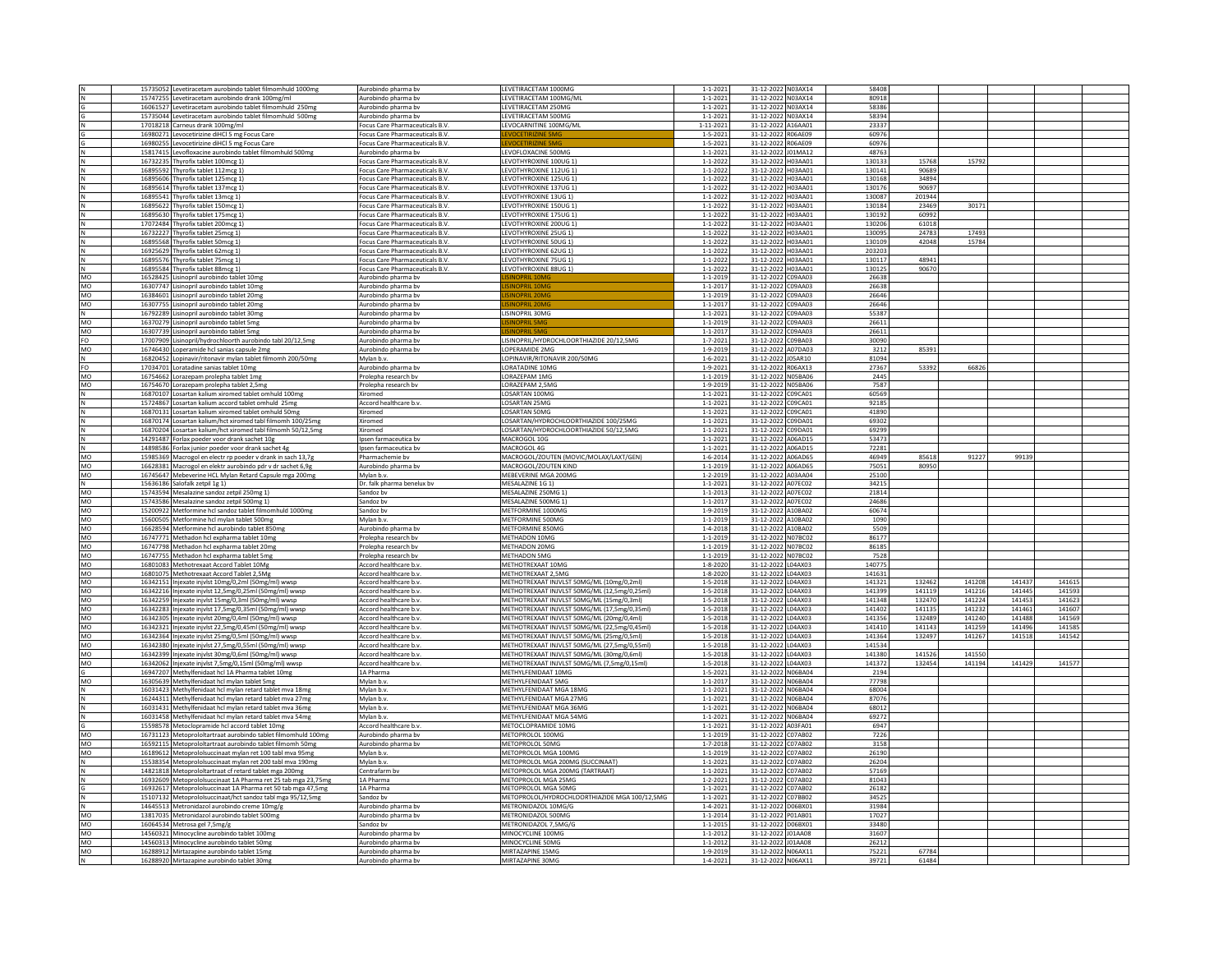| | | | | | | | | | | | | | |
|---|---|---|---|---|---|---|---|---|---|---|---|---|---|
| N | 15735052 | Levetiracetam aurobindo tablet filmomhuld 1000mg | Aurobindo pharma bv | LEVETIRACETAM 1000MG | 1-1-2021 | 31-12-2022 | N03AX14 | 58408 | | | | | |
| N | 15747255 | Levetiracetam aurobindo drank 100mg/ml | Aurobindo pharma bv | LEVETIRACETAM 100MG/ML | 1-1-2021 | 31-12-2022 | N03AX14 | 80918 | | | | | |
| G | 16061527 | Levetiracetam aurobindo tablet filmomhuld 250mg | Aurobindo pharma bv | LEVETIRACETAM 250MG | 1-1-2021 | 31-12-2022 | N03AX14 | 58386 | | | | | |
| G | 15735044 | Levetiracetam aurobindo tablet filmomhuld 500mg | Aurobindo pharma bv | LEVETIRACETAM 500MG | 1-1-2021 | 31-12-2022 | N03AX14 | 58394 | | | | | |
| N | 17018218 | Carneus drank 100mg/ml | Focus Care Pharmaceuticals B.V. | LEVOCARNITINE 100MG/ML | 1-11-2021 | 31-12-2022 | A16AA01 | 23337 | | | | | |
| G | 16980271 | Levocetirizine diHCl 5 mg Focus Care | Focus Care Pharmaceuticals B.V. | LEVOCETIRIZINE 5MG | 1-5-2021 | 31-12-2022 | R06AE09 | 60976 | | | | | |
| G | 16980255 | Levocetirizine diHCl 5 mg Focus Care | Focus Care Pharmaceuticals B.V. | LEVOCETIRIZINE 5MG | 1-5-2021 | 31-12-2022 | R06AE09 | 60976 | | | | | |
| N | 15817415 | Levofloxacine aurobindo tablet filmomhuld 500mg | Aurobindo pharma bv | LEVOFLOXACINE 500MG | 1-1-2021 | 31-12-2022 | J01MA12 | 48763 | | | | | |
| N | 16732235 | Thyrofix tablet 100mcg 1) | Focus Care Pharmaceuticals B.V. | LEVOTHYROXINE 100UG 1) | 1-1-2022 | 31-12-2022 | H03AA01 | 130133 | 15768 | 15792 | | | |
| N | 16895592 | Thyrofix tablet 112mcg 1) | Focus Care Pharmaceuticals B.V. | LEVOTHYROXINE 112UG 1) | 1-1-2022 | 31-12-2022 | H03AA01 | 130141 | 90689 | | | | |
| N | 16895606 | Thyrofix tablet 125mcg 1) | Focus Care Pharmaceuticals B.V. | LEVOTHYROXINE 125UG 1) | 1-1-2022 | 31-12-2022 | H03AA01 | 130168 | 34894 | | | | |
| N | 16895614 | Thyrofix tablet 137mcg 1) | Focus Care Pharmaceuticals B.V. | LEVOTHYROXINE 137UG 1) | 1-1-2022 | 31-12-2022 | H03AA01 | 130176 | 90697 | | | | |
| N | 16895541 | Thyrofix tablet 13mcg 1) | Focus Care Pharmaceuticals B.V. | LEVOTHYROXINE 13UG 1) | 1-1-2022 | 31-12-2022 | H03AA01 | 130087 | 201944 | | | | |
| N | 16895622 | Thyrofix tablet 150mcg 1) | Focus Care Pharmaceuticals B.V. | LEVOTHYROXINE 150UG 1) | 1-1-2022 | 31-12-2022 | H03AA01 | 130184 | 23469 | 30171 | | | |
| N | 16895630 | Thyrofix tablet 175mcg 1) | Focus Care Pharmaceuticals B.V. | LEVOTHYROXINE 175UG 1) | 1-1-2022 | 31-12-2022 | H03AA01 | 130192 | 60992 | | | | |
| N | 17072484 | Thyrofix tablet 200mcg 1) | Focus Care Pharmaceuticals B.V. | LEVOTHYROXINE 200UG 1) | 1-1-2022 | 31-12-2022 | H03AA01 | 130206 | 61018 | | | | |
| N | 16732227 | Thyrofix tablet 25mcg 1) | Focus Care Pharmaceuticals B.V. | LEVOTHYROXINE 25UG 1) | 1-1-2022 | 31-12-2022 | H03AA01 | 130095 | 24783 | 17493 | | | |
| N | 16895568 | Thyrofix tablet 50mcg 1) | Focus Care Pharmaceuticals B.V. | LEVOTHYROXINE 50UG 1) | 1-1-2022 | 31-12-2022 | H03AA01 | 130109 | 42048 | 15784 | | | |
| N | 16925629 | Thyrofix tablet 62mcg 1) | Focus Care Pharmaceuticals B.V. | LEVOTHYROXINE 62UG 1) | 1-1-2022 | 31-12-2022 | H03AA01 | 203203 | | | | | |
| N | 16895576 | Thyrofix tablet 75mcg 1) | Focus Care Pharmaceuticals B.V. | LEVOTHYROXINE 75UG 1) | 1-1-2022 | 31-12-2022 | H03AA01 | 130117 | 48941 | | | | |
| N | 16895584 | Thyrofix tablet 88mcg 1) | Focus Care Pharmaceuticals B.V. | LEVOTHYROXINE 88UG 1) | 1-1-2022 | 31-12-2022 | H03AA01 | 130125 | 90670 | | | | |
| MO | 16528425 | Lisinopril aurobindo tablet 10mg | Aurobindo pharma bv | LISINOPRIL 10MG | 1-1-2019 | 31-12-2022 | C09AA03 | 26638 | | | | | |
| MO | 16307747 | Lisinopril aurobindo tablet 10mg | Aurobindo pharma bv | LISINOPRIL 10MG | 1-1-2017 | 31-12-2022 | C09AA03 | 26638 | | | | | |
| MO | 16384601 | Lisinopril aurobindo tablet 20mg | Aurobindo pharma bv | LISINOPRIL 20MG | 1-1-2019 | 31-12-2022 | C09AA03 | 26646 | | | | | |
| MO | 16307755 | Lisinopril aurobindo tablet 20mg | Aurobindo pharma bv | LISINOPRIL 20MG | 1-1-2017 | 31-12-2022 | C09AA03 | 26646 | | | | | |
| N | 16792289 | Lisinopril aurobindo tablet 30mg | Aurobindo pharma bv | LISINOPRIL 30MG | 1-1-2021 | 31-12-2022 | C09AA03 | 55387 | | | | | |
| MO | 16370279 | Lisinopril aurobindo tablet 5mg | Aurobindo pharma bv | LISINOPRIL 5MG | 1-1-2019 | 31-12-2022 | C09AA03 | 26611 | | | | | |
| MO | 16307739 | Lisinopril aurobindo tablet 5mg | Aurobindo pharma bv | LISINOPRIL 5MG | 1-1-2017 | 31-12-2022 | C09AA03 | 26611 | | | | | |
| FO | 17007909 | Lisinopril/hydrochloorth aurobindo tabl 20/12,5mg | Aurobindo pharma bv | LISINOPRIL/HYDROCHLOORTHIAZIDE 20/12,5MG | 1-7-2021 | 31-12-2022 | C09BA03 | 30090 | | | | | |
| MO | 16746430 | Loperamide hcl sanias capsule 2mg | Aurobindo pharma bv | LOPERAMIDE 2MG | 1-9-2019 | 31-12-2022 | A07DA03 | 3212 | 85391 | | | | |
| N | 16820452 | Lopinavir/ritonavir mylan tablet filmomh 200/50mg | Mylan b.v. | LOPINAVIR/RITONAVIR 200/50MG | 1-6-2021 | 31-12-2022 | J05AR10 | 81094 | | | | | |
| FO | 17034701 | Loratadine sanias tablet 10mg | Aurobindo pharma bv | LORATADINE 10MG | 1-9-2021 | 31-12-2022 | R06AX13 | 27367 | 53392 | 66826 | | | |
| MO | 16754662 | Lorazepam prolepha tablet 1mg | Prolepha research bv | LORAZEPAM 1MG | 1-1-2019 | 31-12-2022 | N05BA06 | 2445 | | | | | |
| MO | 16754670 | Lorazepam prolepha tablet 2,5mg | Prolepha research bv | LORAZEPAM 2,5MG | 1-9-2019 | 31-12-2022 | N05BA06 | 7587 | | | | | |
| N | 16870107 | Losartan kalium xiromed tablet omhuld 100mg | Xiromed | LOSARTAN 100MG | 1-1-2021 | 31-12-2022 | C09CA01 | 60569 | | | | | |
| N | 15724867 | Losartan kalium accord tablet omhuld 25mg | Accord healthcare b.v. | LOSARTAN 25MG | 1-1-2021 | 31-12-2022 | C09CA01 | 92185 | | | | | |
| N | 16870131 | Losartan kalium xiromed tablet omhuld 50mg | Xiromed | LOSARTAN 50MG | 1-1-2021 | 31-12-2022 | C09CA01 | 41890 | | | | | |
| N | 16870174 | Losartan kalium/hct xiromed tabl filmomh 100/25mg | Xiromed | LOSARTAN/HYDROCHLOORTHIAZIDE 100/25MG | 1-1-2021 | 31-12-2022 | C09DA01 | 69302 | | | | | |
| N | 16870204 | Losartan kalium/hct xiromed tabl filmomh 50/12,5mg | Xiromed | LOSARTAN/HYDROCHLOORTHIAZIDE 50/12,5MG | 1-1-2021 | 31-12-2022 | C09DA01 | 69299 | | | | | |
| N | 14291487 | Forlax poeder voor drank sachet 10g | Ipsen farmaceutica bv | MACROGOL 10G | 1-1-2021 | 31-12-2022 | A06AD15 | 53473 | | | | | |
| N | 14898586 | Forlax junior poeder voor drank sachet 4g | Ipsen farmaceutica bv | MACROGOL 4G | 1-1-2021 | 31-12-2022 | A06AD15 | 72281 | | | | | |
| MO | 15985369 | Macrogol en electr rp poeder v drank in sach 13,7g | Pharmachemie bv | MACROGOL/ZOUTEN (MOVIC/MOLAX/LAXT/GEN) | 1-6-2014 | 31-12-2022 | A06AD65 | 46949 | 85618 | 91227 | 99139 | | |
| MO | 16628381 | Macrogol en elektr aurobindo pdr v dr sachet 6,9g | Aurobindo pharma bv | MACROGOL/ZOUTEN KIND | 1-1-2019 | 31-12-2022 | A06AD65 | 75051 | 80950 | | | | |
| MO | 16745647 | Mebeverine HCL Mylan Retard Capsule mga 200mg | Mylan b.v. | MEBEVERINE MGA 200MG | 1-2-2019 | 31-12-2022 | A03AA04 | 25100 | | | | | |
| N | 15636186 | Salofalk zetpil 1g 1) | Dr. falk pharma benelux bv | MESALAZINE 1G 1) | 1-1-2021 | 31-12-2022 | A07EC02 | 34215 | | | | | |
| MO | 15743594 | Mesalazine sandoz zetpil 250mg 1) | Sandoz bv | MESALAZINE 250MG 1) | 1-1-2013 | 31-12-2022 | A07EC02 | 21814 | | | | | |
| MO | 15743586 | Mesalazine sandoz zetpil 500mg 1) | Sandoz bv | MESALAZINE 500MG 1) | 1-1-2017 | 31-12-2022 | A07EC02 | 24686 | | | | | |
| MO | 15200922 | Metformine hcl sandoz tablet filmomhuld 1000mg | Sandoz bv | METFORMINE 1000MG | 1-9-2019 | 31-12-2022 | A10BA02 | 60674 | | | | | |
| MO | 15600505 | Metformine hcl mylan tablet 500mg | Mylan b.v. | METFORMINE 500MG | 1-1-2019 | 31-12-2022 | A10BA02 | 1090 | | | | | |
| MO | 16628594 | Metformine hcl aurobindo tablet 850mg | Aurobindo pharma bv | METFORMINE 850MG | 1-4-2018 | 31-12-2022 | A10BA02 | 5509 | | | | | |
| MO | 16747771 | Methadon hcl expharma tablet 10mg | Prolepha research bv | METHADON 10MG | 1-1-2019 | 31-12-2022 | N07BC02 | 86177 | | | | | |
| MO | 16747798 | Methadon hcl expharma tablet 20mg | Prolepha research bv | METHADON 20MG | 1-1-2019 | 31-12-2022 | N07BC02 | 86185 | | | | | |
| MO | 16747755 | Methadon hcl expharma tablet 5mg | Prolepha research bv | METHADON 5MG | 1-1-2019 | 31-12-2022 | N07BC02 | 7528 | | | | | |
| MO | 16801083 | Methotrexaat Accord Tablet 10Mg | Accord healthcare b.v. | METHOTREXAAT 10MG | 1-8-2020 | 31-12-2022 | L04AX03 | 140775 | | | | | |
| MO | 16801075 | Methotrexaat Accord Tablet 2,5Mg | Accord healthcare b.v. | METHOTREXAAT 2,5MG | 1-8-2020 | 31-12-2022 | L04AX03 | 141631 | | | | | |
| MO | 16342151 | Injexate injvlst 10mg/0,2ml (50mg/ml) wwsp | Accord healthcare b.v. | METHOTREXAAT INJVLST 50MG/ML (10mg/0,2ml) | 1-5-2018 | 31-12-2022 | L04AX03 | 141321 | 132462 | 141208 | 141437 | 141615 | |
| MO | 16342216 | Injexate injvlst 12,5mg/0,25ml (50mg/ml) wwsp | Accord healthcare b.v. | METHOTREXAAT INJVLST 50MG/ML (12,5mg/0,25ml) | 1-5-2018 | 31-12-2022 | L04AX03 | 141399 | 141119 | 141216 | 141445 | 141593 | |
| MO | 16342259 | Injexate injvlst 15mg/0,3ml (50mg/ml) wwsp | Accord healthcare b.v. | METHOTREXAAT INJVLST 50MG/ML (15mg/0,3ml) | 1-5-2018 | 31-12-2022 | L04AX03 | 141348 | 132470 | 141224 | 141453 | 141623 | |
| MO | 16342283 | Injexate injvlst 17,5mg/0,35ml (50mg/ml) wwsp | Accord healthcare b.v. | METHOTREXAAT INJVLST 50MG/ML (17,5mg/0,35ml) | 1-5-2018 | 31-12-2022 | L04AX03 | 141402 | 141135 | 141232 | 141461 | 141607 | |
| MO | 16342305 | Injexate injvlst 20mg/0,4ml (50mg/ml) wwsp | Accord healthcare b.v. | METHOTREXAAT INJVLST 50MG/ML (20mg/0,4ml) | 1-5-2018 | 31-12-2022 | L04AX03 | 141356 | 132489 | 141240 | 141488 | 141569 | |
| MO | 16342321 | Injexate injvlst 22,5mg/0,45ml (50mg/ml) wwsp | Accord healthcare b.v. | METHOTREXAAT INJVLST 50MG/ML (22,5mg/0,45ml) | 1-5-2018 | 31-12-2022 | L04AX03 | 141410 | 141143 | 141259 | 141496 | 141585 | |
| MO | 16342364 | Injexate injvlst 25mg/0,5ml (50mg/ml) wwsp | Accord healthcare b.v. | METHOTREXAAT INJVLST 50MG/ML (25mg/0,5ml) | 1-5-2018 | 31-12-2022 | L04AX03 | 141364 | 132497 | 141267 | 141518 | 141542 | |
| MO | 16342380 | Injexate injvlst 27,5mg/0,55ml (50mg/ml) wwsp | Accord healthcare b.v. | METHOTREXAAT INJVLST 50MG/ML (27,5mg/0,55ml) | 1-5-2018 | 31-12-2022 | L04AX03 | 141534 | | | | | |
| MO | 16342399 | Injexate injvlst 30mg/0,6ml (50mg/ml) wwsp | Accord healthcare b.v. | METHOTREXAAT INJVLST 50MG/ML (30mg/0,6ml) | 1-5-2018 | 31-12-2022 | L04AX03 | 141380 | 141526 | 141550 | | | |
| MO | 16342062 | Injexate injvlst 7,5mg/0,15ml (50mg/ml) wwsp | Accord healthcare b.v. | METHOTREXAAT INJVLST 50MG/ML (7,5mg/0,15ml) | 1-5-2018 | 31-12-2022 | L04AX03 | 141372 | 132454 | 141194 | 141429 | 141577 | |
| G | 16947207 | Methylfenidaat hcl 1A Pharma tablet 10mg | 1A Pharma | METHYLFENIDAAT 10MG | 1-5-2021 | 31-12-2022 | N06BA04 | 2194 | | | | | |
| MO | 16305639 | Methylfenidaat hcl mylan tablet 5mg | Mylan b.v. | METHYLFENIDAAT 5MG | 1-1-2017 | 31-12-2022 | N06BA04 | 77798 | | | | | |
| N | 16031423 | Methylfenidaat hcl mylan retard tablet mva 18mg | Mylan b.v. | METHYLFENIDAAT MGA 18MG | 1-1-2021 | 31-12-2022 | N06BA04 | 68004 | | | | | |
| N | 16244311 | Methylfenidaat hcl mylan retard tablet mva 27mg | Mylan b.v. | METHYLFENIDAAT MGA 27MG | 1-1-2021 | 31-12-2022 | N06BA04 | 87076 | | | | | |
| N | 16031431 | Methylfenidaat hcl mylan retard tablet mva 36mg | Mylan b.v. | METHYLFENIDAAT MGA 36MG | 1-1-2021 | 31-12-2022 | N06BA04 | 68012 | | | | | |
| N | 16031458 | Methylfenidaat hcl mylan retard tablet mva 54mg | Mylan b.v. | METHYLFENIDAAT MGA 54MG | 1-1-2021 | 31-12-2022 | N06BA04 | 69272 | | | | | |
| G | 15598578 | Metoclopramide hcl accord tablet 10mg | Accord healthcare b.v. | METOCLOPRAMIDE 10MG | 1-1-2021 | 31-12-2022 | A03FA01 | 6947 | | | | | |
| MO | 16731123 | Metoprololtartraat aurobindo tablet filmomhuld 100mg | Aurobindo pharma bv | METOPROLOL 100MG | 1-1-2019 | 31-12-2022 | C07AB02 | 7226 | | | | | |
| MO | 16592115 | Metoprololtartraat aurobindo tablet filmomh 50mg | Aurobindo pharma bv | METOPROLOL 50MG | 1-7-2018 | 31-12-2022 | C07AB02 | 3158 | | | | | |
| MO | 16189612 | Metoprololsuccinaat mylan ret 100 tabl mva 95mg | Mylan b.v. | METOPROLOL MGA 100MG | 1-1-2019 | 31-12-2022 | C07AB02 | 26190 | | | | | |
| N | 15538354 | Metoprololsuccinaat mylan ret 200 tabl mva 190mg | Mylan b.v. | METOPROLOL MGA 200MG (SUCCINAAT) | 1-1-2021 | 31-12-2022 | C07AB02 | 26204 | | | | | |
| N | 14821818 | Metoprololtartraat cf retard tablet mga 200mg | Centrafarm bv | METOPROLOL MGA 200MG (TARTRAAT) | 1-1-2021 | 31-12-2022 | C07AB02 | 57169 | | | | | |
| N | 16932609 | Metoprololsuccinaat 1A Pharma ret 25 tab mga 23,75mg | 1A Pharma | METOPROLOL MGA 25MG | 1-2-2021 | 31-12-2022 | C07AB02 | 81043 | | | | | |
| G | 16932617 | Metoprololsuccinaat 1A Pharma ret 50 tab mga 47,5mg | 1A Pharma | METOPROLOL MGA 50MG | 1-1-2021 | 31-12-2022 | C07AB02 | 26182 | | | | | |
| N | 15107132 | Metoprololsuccinaat/hct sandoz tabl mga 95/12,5mg | Sandoz bv | METOPROLOL/HYDROCHLOORTHIAZIDE MGA 100/12,5MG | 1-1-2021 | 31-12-2022 | C07BB02 | 34525 | | | | | |
| N | 14645513 | Metronidazol aurobindo creme 10mg/g | Aurobindo pharma bv | METRONIDAZOL 10MG/G | 1-4-2021 | 31-12-2022 | D06BX01 | 31984 | | | | | |
| MO | 13817035 | Metronidazol aurobindo tablet 500mg | Aurobindo pharma bv | METRONIDAZOL 500MG | 1-1-2014 | 31-12-2022 | P01AB01 | 17027 | | | | | |
| MO | 16064534 | Metrosa gel 7,5mg/g | Sandoz bv | METRONIDAZOL 7,5MG/G | 1-1-2015 | 31-12-2022 | D06BX01 | 33480 | | | | | |
| MO | 14560321 | Minocycline aurobindo tablet 100mg | Aurobindo pharma bv | MINOCYCLINE 100MG | 1-1-2012 | 31-12-2022 | J01AA08 | 31607 | | | | | |
| MO | 14560313 | Minocycline aurobindo tablet 50mg | Aurobindo pharma bv | MINOCYCLINE 50MG | 1-1-2012 | 31-12-2022 | J01AA08 | 26212 | | | | | |
| MO | 16288912 | Mirtazapine aurobindo tablet 15mg | Aurobindo pharma bv | MIRTAZAPINE 15MG | 1-9-2019 | 31-12-2022 | N06AX11 | 75221 | 67784 | | | | |
| N | 16288920 | Mirtazapine aurobindo tablet 30mg | Aurobindo pharma bv | MIRTAZAPINE 30MG | 1-4-2021 | 31-12-2022 | N06AX11 | 39721 | 61484 | | | | |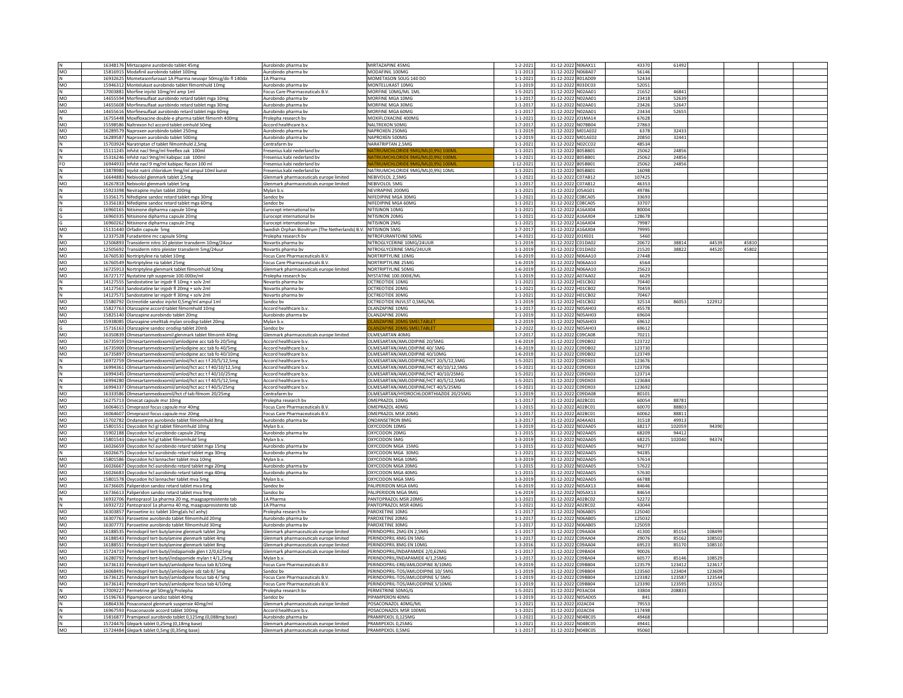| | | | | | | | | | | | | |
|---|---|---|---|---|---|---|---|---|---|---|---|---|
| N | 16348176 | Mirtazapine aurobindo tablet 45mg | Aurobindo pharma bv | MIRTAZAPINE 45MG | 1-2-2021 | 31-12-2022 | N06AX11 | 43370 | 61492 | | | |
| MO | 15816915 | Modafinil aurobindo tablet 100mg | Aurobindo pharma bv | MODAFINIL 100MG | 1-1-2013 | 31-12-2022 | N06BA07 | 56146 | | | | |
| N | 16932625 | Mometasonfuroaat 1A Pharma neusspr 50mcg/do fl 140do | 1A Pharma | MOMETASON 50UG 140 DO | 1-1-2021 | 31-12-2022 | R01AD09 | 52434 | | | | |
| MO | 15946312 | Montelukast aurobindo tablet filmomhuld 10mg | Aurobindo pharma bv | MONTELUKAST 10MG | 1-1-2019 | 31-12-2022 | R03DC03 | 52051 | | | | |
| N | 17003881 | Morfine injvlst 10mg/ml amp 1ml | Focus Care Pharmaceuticals B.V. | MORFINE 10MG/ML 1ML | 1-5-2021 | 31-12-2022 | N02AA01 | 21652 | 46841 | | | |
| MO | 14655594 | Morfinesulfaat aurobindo retard tablet mga 10mg | Aurobindo pharma bv | MORFINE MGA 10MG | 1-1-2017 | 31-12-2022 | N02AA01 | 23418 | 52639 | | | |
| MO | 14655608 | Morfinesulfaat aurobindo retard tablet mga 30mg | Aurobindo pharma bv | MORFINE MGA 30MG | 1-1-2017 | 31-12-2022 | N02AA01 | 23426 | 52647 | | | |
| MO | 14655616 | Morfinesulfaat aurobindo retard tablet mga 60mg | Aurobindo pharma bv | MORFINE MGA 60MG | 1-1-2017 | 31-12-2022 | N02AA01 | 23434 | 52655 | | | |
| N | 16755448 | Moxifloxacine double-e pharma tablet filmomh 400mg | Prolepha research bv | MOXIFLOXACINE 400MG | 1-1-2021 | 31-12-2022 | J01MA14 | 67628 | | | | |
| MO | 15598586 | Naltrexon hcl accord tablet omhuld 50mg | Accord healthcare b.v. | NALTREXON 50MG | 1-7-2017 | 31-12-2022 | N07BB04 | 27863 | | | | |
| MO | 16289579 | Naproxen aurobindo tablet 250mg | Aurobindo pharma bv | NAPROXEN 250MG | 1-1-2019 | 31-12-2022 | M01AE02 | 6378 | 32433 | | | |
| MO | 16289587 | Naproxen aurobindo tablet 500mg | Aurobindo pharma bv | NAPROXEN 500MG | 1-2-2019 | 31-12-2022 | M01AE02 | 20850 | 32441 | | | |
| N | 15703924 | Naratriptan cf tablet filmomhuld 2,5mg | Centrafarm bv | NARATRIPTAN 2,5MG | 1-1-2021 | 31-12-2022 | N02CC02 | 48534 | | | | |
| N | 15111245 | Infvlst nacl 9mg/ml freeflex zak 100ml | Fresenius kabi nederland bv | NATRIUMCHLORIDE 9MG/ML(0,9%) 100ML | 1-1-2021 | 31-12-2022 | B05BB01 | 25062 | 24856 | | | |
| N | 15316246 | Infvlst nacl 9mg/ml kabipac zak 100ml | Fresenius kabi nederland bv | NATRIUMCHLORIDE 9MG/ML(0,9%) 100ML | 1-1-2021 | 31-12-2022 | B05BB01 | 25062 | 24856 | | | |
| FO | 16944933 | Infvlst nacl 9 mg/ml kabipac flacon 100 ml | Fresenius kabi nederland bv | NATRIUMCHLORIDE 9MG/ML(0,9%) 100ML | 1-12-2021 | 31-12-2022 | B05BB01 | 25062 | 24856 | | | |
| N | 13878980 | Injvlst natrii chloridum 9mg/ml ampul 10ml kunst | Fresenius kabi nederland bv | NATRIUMCHLORIDE 9MG/ML(0,9%) 10ML | 1-1-2021 | 31-12-2022 | B05BB01 | 16098 | | | | |
| N | 16644883 | Nebivolol glenmark tablet 2,5mg | Glenmark pharmaceuticals europe limited | NEBIVOLOL 2,5MG | 1-1-2021 | 31-12-2022 | C07AB12 | 107425 | | | | |
| MO | 16267818 | Nebivolol glenmark tablet 5mg | Glenmark pharmaceuticals europe limited | NEBIVOLOL 5MG | 1-1-2017 | 31-12-2022 | C07AB12 | 46353 | | | | |
| N | 15923398 | Nevirapine mylan tablet 200mg | Mylan b.v. | NEVIRAPINE 200MG | 1-1-2021 | 31-12-2022 | J05AG01 | 49786 | | | | |
| N | 15356175 | Nifedipine sandoz retard tablet mga 30mg | Sandoz bv | NIFEDIPINE MGA 30MG | 1-1-2021 | 31-12-2022 | C08CA05 | 33693 | | | | |
| N | 15356183 | Nifedipine sandoz retard tablet mga 60mg | Sandoz bv | NIFEDIPINE MGA 60MG | 1-1-2021 | 31-12-2022 | C08CA05 | 33707 | | | | |
| G | 16960165 | Nitisinone dipharma capsule 10mg | Eurocept international bv | NITISINON 10MG | 1-1-2021 | 31-12-2022 | A16AX04 | 80004 | | | | |
| G | 16960335 | Nitisinone dipharma capsule 20mg | Eurocept international bv | NITISINON 20MG | 1-1-2021 | 31-12-2022 | A16AX04 | 128678 | | | | |
| G | 16960262 | Nitisinone dipharma capsule 2mg | Eurocept international bv | NITISINON 2MG | 1-1-2021 | 31-12-2022 | A16AX04 | 79987 | | | | |
| MO | 15131440 | Orfadin capsule 5mg | Swedish Orphan Biovitrum (The Netherlands) B.V. | NITISINON 5MG | 1-7-2017 | 31-12-2022 | A16AX04 | 79995 | | | | |
| N | 12337528 | Furadantine mc capsule 50mg | Prolepha research bv | NITROFURANTOINE 50MG | 1-4-2021 | 31-12-2022 | J01XE01 | 5460 | | | | |
| MO | 12506893 | Transiderm nitro 10 pleister transderm 10mg/24uur | Novartis pharma bv | NITROGLYCERINE 10MG/24UUR | 1-1-2019 | 31-12-2022 | C01DA02 | 20672 | 38814 | 44539 | 45810 | |
| MO | 12505692 | Transiderm nitro pleister transderm 5mg/24uur | Novartis pharma bv | NITROGLYCERINE 5MG/24UUR | 1-1-2019 | 31-12-2022 | C01DA02 | 21520 | 38822 | 44520 | 45802 | |
| MO | 16760530 | Nortriptyline ria tablet 10mg | Focus Care Pharmaceuticals B.V. | NORTRIPTYLINE 10MG | 1-6-2019 | 31-12-2022 | N06AA10 | 27448 | | | | |
| MO | 16760549 | Nortriptyline ria tablet 25mg | Focus Care Pharmaceuticals B.V. | NORTRIPTYLINE 25MG | 1-6-2019 | 31-12-2022 | N06AA10 | 6564 | | | | |
| MO | 16725913 | Nortriptyline glenmark tablet filmomhuld 50mg | Glenmark pharmaceuticals europe limited | NORTRIPTYLINE 50MG | 1-6-2019 | 31-12-2022 | N06AA10 | 25623 | | | | |
| MO | 16727177 | Nystatine rph suspensie 100.000ie/ml | Prolepha research bv | NYSTATINE 100.000IE/ML | 1-1-2019 | 31-12-2022 | A07AA02 | 6629 | | | | |
| N | 14127555 | Sandostatine lar injpdr fl 10mg + solv 2ml | Novartis pharma bv | OCTREOTIDE 10MG | 1-1-2021 | 31-12-2022 | H01CB02 | 70440 | | | | |
| N | 14127563 | Sandostatine lar injpdr fl 20mg + solv 2ml | Novartis pharma bv | OCTREOTIDE 20MG | 1-1-2021 | 31-12-2022 | H01CB02 | 70459 | | | | |
| N | 14127571 | Sandostatine lar injpdr fl 30mg + solv 2ml | Novartis pharma bv | OCTREOTIDE 30MG | 1-1-2021 | 31-12-2022 | H01CB02 | 70467 | | | | |
| MO | 15580792 | Octreotide sandoz injvlst 0,5mg/ml ampul 1ml | Sandoz bv | OCTREOTIDE INJVLST 0,5MG/ML | 1-1-2019 | 31-12-2022 | H01CB02 | 32514 | 86053 | 122912 | | |
| MO | 15827763 | Olanzapine accord tablet filmomhuld 10mg | Accord healthcare b.v. | OLANZAPINE 10MG | 1-1-2017 | 31-12-2022 | N05AH03 | 45578 | | | | |
| MO | 15825140 | Olanzapine aurobindo tablet 20mg | Aurobindo pharma bv | OLANZAPINE 20MG | 1-1-2019 | 31-12-2022 | N05AH03 | 69604 | | | | |
| MO | 15938085 | Olanzapine smelttab mylan orodisp tablet 20mg | Mylan b.v. | OLANZAPINE 20MG SMELTTABLET | 1-2-2019 | 31-12-2022 | N05AH03 | 69612 | | | | |
| G | 15716163 | Olanzapine sandoz orodisp tablet 20mb | Sandoz bv | OLANZAPINE 20MG SMELTTABLET | 1-2-2022 | 31-12-2022 | N05AH03 | 69612 | | | | |
| MO | 16350839 | Olmesartanmedoxomil glenmark tablet filmomh 40mg | Glenmark pharmaceuticals europe limited | OLMESARTAN 40MG | 1-7-2017 | 31-12-2022 | C09CA08 | 70211 | | | | |
| MO | 16735919 | Olmesartanmedoxomil/amlodipine acc tab fo 20/5mg | Accord healthcare b.v. | OLMESARTAN/AMLODIPINE 20/5MG | 1-6-2019 | 31-12-2022 | C09DB02 | 123722 | | | | |
| MO | 16735900 | Olmesartanmedoxomil/amlodipine acc tab fo 40/5mg | Accord healthcare b.v. | OLMESARTAN/AMLODIPINE 40/ 5MG | 1-6-2019 | 31-12-2022 | C09DB02 | 123730 | | | | |
| MO | 16735897 | Olmesartanmedoxomil/amlodipine acc tab fo 40/10mg | Accord healthcare b.v. | OLMESARTAN/AMLODIPINE 40/10MG | 1-6-2019 | 31-12-2022 | C09DB02 | 123749 | | | | |
| N | 16972759 | Olmesartanmedoxomil/amlod/hct acc t f 20/5/12,5mg | Accord healthcare b.v. | OLMESARTAN/AMLODIPINE/HCT 20/5/12,5MG | 1-5-2021 | 31-12-2022 | C09DX03 | 123676 | | | | |
| N | 16994361 | Olmesartanmedoxomil/amlod/hct acc t f 40/10/12,5mg | Accord healthcare b.v. | OLMESARTAN/AMLODIPINE/HCT 40/10/12,5MG | 1-5-2021 | 31-12-2022 | C09DX03 | 123706 | | | | |
| N | 16994345 | Olmesartanmedoxomil/amlod/hct acc t f 40/10/25mg | Accord healthcare b.v. | OLMESARTAN/AMLODIPINE/HCT 40/10/25MG | 1-5-2021 | 31-12-2022 | C09DX03 | 123714 | | | | |
| N | 16994280 | Olmesartanmedoxomil/amlod/hct acc t f 40/5/12,5mg | Accord healthcare b.v. | OLMESARTAN/AMLODIPINE/HCT 40/5/12,5MG | 1-5-2021 | 31-12-2022 | C09DX03 | 123684 | | | | |
| N | 16994337 | Olmesartanmedoxomil/amlod/hct acc t f 40/5/25mg | Accord healthcare b.v. | OLMESARTAN/AMLODIPINE/HCT 40/5/25MG | 1-5-2021 | 31-12-2022 | C09DX03 | 123692 | | | | |
| MO | 16333586 | Olmesartanmedoxomil/hct cf tab filmom 20/25mg | Centrafarm bv | OLMESARTAN/HYDROCHLOORTHIAZIDE 20/25MG | 1-1-2019 | 31-12-2022 | C09DA08 | 80101 | | | | |
| MO | 16275713 | Omecat capsule msr 10mg | Prolepha research bv | OMEPRAZOL 10MG | 1-1-2017 | 31-12-2022 | A02BC01 | 60054 | 88781 | | | |
| MO | 16064615 | Omeprazol focus capsule msr 40mg | Focus Care Pharmaceuticals B.V. | OMEPRAZOL 40MG | 1-1-2015 | 31-12-2022 | A02BC01 | 60070 | 88803 | | | |
| MO | 16064607 | Omeprazol focus capsule msr 20mg | Focus Care Pharmaceuticals B.V. | OMEPRAZOL MSR 20MG | 1-1-2017 | 31-12-2022 | A02BC01 | 60062 | 88811 | | | |
| MO | 15702782 | Ondansetron aurobindo tablet filmomhuld 8mg | Aurobindo pharma bv | ONDANSETRON 8MG | 1-3-2017 | 31-12-2022 | A04AA01 | 31518 | 49913 | | | |
| MO | 15801551 | Oxycodon hcl gl tablet filmomhuld 10mg | Mylan b.v. | OXYCODON 10MG | 1-3-2019 | 31-12-2022 | N02AA05 | 68217 | 102059 | 94390 | | |
| MO | 15902188 | Oxycodon hcl aurobindo capsule 20mg | Aurobindo pharma bv | OXYCODON 20MG | 1-1-2015 | 31-12-2022 | N02AA05 | 68209 | 94412 | | | |
| MO | 15801543 | Oxycodon hcl gl tablet filmomhuld 5mg | Mylan b.v. | OXYCODON 5MG | 1-3-2019 | 31-12-2022 | N02AA05 | 68225 | 102040 | 94374 | | |
| MO | 16026659 | Oxycodon hcl aurobindo retard tablet mga 15mg | Aurobindo pharma bv | OXYCODON MGA 15MG | 1-1-2015 | 31-12-2022 | N02AA05 | 94277 | | | | |
| N | 16026675 | Oxycodon hcl aurobindo retard tablet mga 30mg | Aurobindo pharma bv | OXYCODON MGA 30MG | 1-1-2021 | 31-12-2022 | N02AA05 | 94285 | | | | |
| MO | 15801586 | Oxycodon hcl lannacher tablet mva 10mg | Mylan b.v. | OXYCODON MGA 10MG | 1-3-2019 | 31-12-2022 | N02AA05 | 57614 | | | | |
| MO | 16026667 | Oxycodon hcl aurobindo retard tablet mga 20mg | Aurobindo pharma bv | OXYCODON MGA 20MG | 1-1-2015 | 31-12-2022 | N02AA05 | 57622 | | | | |
| MO | 16026683 | Oxycodon hcl aurobindo retard tablet mga 40mg | Aurobindo pharma bv | OXYCODON MGA 40MG | 1-1-2015 | 31-12-2022 | N02AA05 | 57630 | | | | |
| MO | 15801578 | Oxycodon hcl lannacher tablet mva 5mg | Mylan b.v. | OXYCODON MGA 5MG | 1-3-2019 | 31-12-2022 | N02AA05 | 66788 | | | | |
| MO | 16736605 | Paliperidon sandoz retard tablet mva 6mg | Sandoz bv | PALIPERIDON MGA 6MG | 1-6-2019 | 31-12-2022 | N05AX13 | 84646 | | | | |
| MO | 16736613 | Paliperidon sandoz retard tablet mva 9mg | Sandoz bv | PALIPERIDON MGA 9MG | 1-6-2019 | 31-12-2022 | N05AX13 | 84654 | | | | |
| N | 16932706 | Pantoprazol 1a pharma 20 mg, maagsapresistente tab | 1A Pharma | PANTOPRAZOL MSR 20MG | 1-1-2021 | 31-12-2022 | A02BC02 | 52272 | | | | |
| N | 16932722 | Pantoprazol 1a pharma 40 mg, maagsapresistente tab | 1A Pharma | PANTOPRAZOL MSR 40MG | 1-1-2021 | 31-12-2022 | A02BC02 | 43044 | | | | |
| MO | 16303857 | Paroxetine icc tablet 10mg(als hcl anhy) | Prolepha research bv | PAROXETINE 10MG | 1-1-2017 | 31-12-2022 | N06AB05 | 125040 | | | | |
| MO | 16307763 | Paroxetine aurobindo tablet filmomhuld 20mg | Aurobindo pharma bv | PAROXETINE 20MG | 1-1-2017 | 31-12-2022 | N06AB05 | 125032 | | | | |
| MO | 16307771 | Paroxetine aurobindo tablet filmomhuld 30mg | Aurobindo pharma bv | PAROXETINE 30MG | 1-1-2017 | 31-12-2022 | N06AB05 | 125059 | | | | |
| MO | 16188535 | Perindopril tert-butylamine glenmark tablet 2mg | Glenmark pharmaceuticals europe limited | PERINDOPRIL 2MG EN 2,5MG | 1-1-2017 | 31-12-2022 | C09AA04 | 41300 | 85154 | 108499 | | |
| MO | 16188543 | Perindopril tert-butylamine glenmark tablet 4mg | Glenmark pharmaceuticals europe limited | PERINDOPRIL 4MG EN 5MG | 1-1-2017 | 31-12-2022 | C09AA04 | 29076 | 85162 | 108502 | | |
| MO | 16188551 | Perindopril tert-butylamine glenmark tablet 8mg | Glenmark pharmaceuticals europe limited | PERINDOPRIL 8MG EN 10MG | 1-3-2016 | 31-12-2022 | C09AA04 | 69523 | 85170 | 108510 | | |
| MO | 15724719 | Perindopril tert-butyl/indapamide glen t 2/0,625mg | Glenmark pharmaceuticals europe limited | PERINDOPRIL/INDAPAMIDE 2/0,62MG | 1-1-2017 | 31-12-2022 | C09BA04 | 90026 | | | | |
| MO | 16280792 | Perindopril tert-butyl/indapamide mylan t 4/1,25mg | Mylan b.v. | PERINDOPRIL/INDAPAMIDE 4/1,25MG | 1-1-2017 | 31-12-2022 | C09BA04 | 60577 | 85146 | 108529 | | |
| MO | 16736133 | Perindopril tert-butyl/amlodipine focus tab 8/10mg | Focus Care Pharmaceuticals B.V. | PERINDOPRIL-ERB/AMLODIPINE 8/10MG | 1-9-2019 | 31-12-2022 | C09BB04 | 123579 | 123412 | 123617 | | |
| MO | 16068491 | Perindopril tert-butyl/amlodipine sdz tab 8/ 5mg | Sandoz bv | PERINDOPRIL-TOS/AMLODIPINE 10/ 5MG | 1-1-2019 | 31-12-2022 | C09BB04 | 123560 | 123404 | 123609 | | |
| MO | 16736125 | Perindopril tert-butyl/amlodipine focus tab 4/ 5mg | Focus Care Pharmaceuticals B.V. | PERINDOPRIL-TOS/AMLODIPINE 5/ 5MG | 1-1-2019 | 31-12-2022 | C09BB04 | 123382 | 123587 | 123544 | | |
| MO | 16736141 | Perindopril tert-butyl/amlodipine focus tab 4/10mg | Focus Care Pharmaceuticals B.V. | PERINDOPRIL-TOS/AMLODIPINE 5/10MG | 1-1-2019 | 31-12-2022 | C09BB04 | 123390 | 123595 | 123552 | | |
| N | 17009227 | Permetrine gel 50mg/g Prolepha | Prolepha research bv | PERMETRINE 50MG/G | 1-5-2021 | 31-12-2022 | P03AC04 | 33804 | 208833 | | | |
| MO | 15196763 | Pipamperon sandoz tablet 40mg | Sandoz bv | PIPAMPERON 40MG | 1-1-2019 | 31-12-2022 | N05AD05 | 841 | | | | |
| N | 16864336 | Posaconazol glenmark suspensie 40mg/ml | Glenmark pharmaceuticals europe limited | POSACONAZOL 40MG/ML | 1-1-2021 | 31-12-2022 | J02AC04 | 79553 | | | | |
| N | 16967593 | Posaconazole accord tablet 100mg | Accord healthcare b.v. | POSACONAZOL MSR 100MG | 1-1-2021 | 31-12-2022 | J02AC04 | 117498 | | | | |
| N | 15816877 | Pramipexol aurobindo tablet 0,125mg (0,088mg base) | Aurobindo pharma bv | PRAMIPEXOL 0,125MG | 1-1-2021 | 31-12-2022 | N04BC05 | 49468 | | | | |
| N | 15724476 | Glepark tablet 0,25mg (0,18mg base) | Glenmark pharmaceuticals europe limited | PRAMIPEXOL 0,25MG | 1-1-2021 | 31-12-2022 | N04BC05 | 49441 | | | | |
| MO | 15724484 | Glepark tablet 0,5mg (0,35mg base) | Glenmark pharmaceuticals europe limited | PRAMIPEXOL 0,5MG | 1-1-2017 | 31-12-2022 | N04BC05 | 95060 | | | | |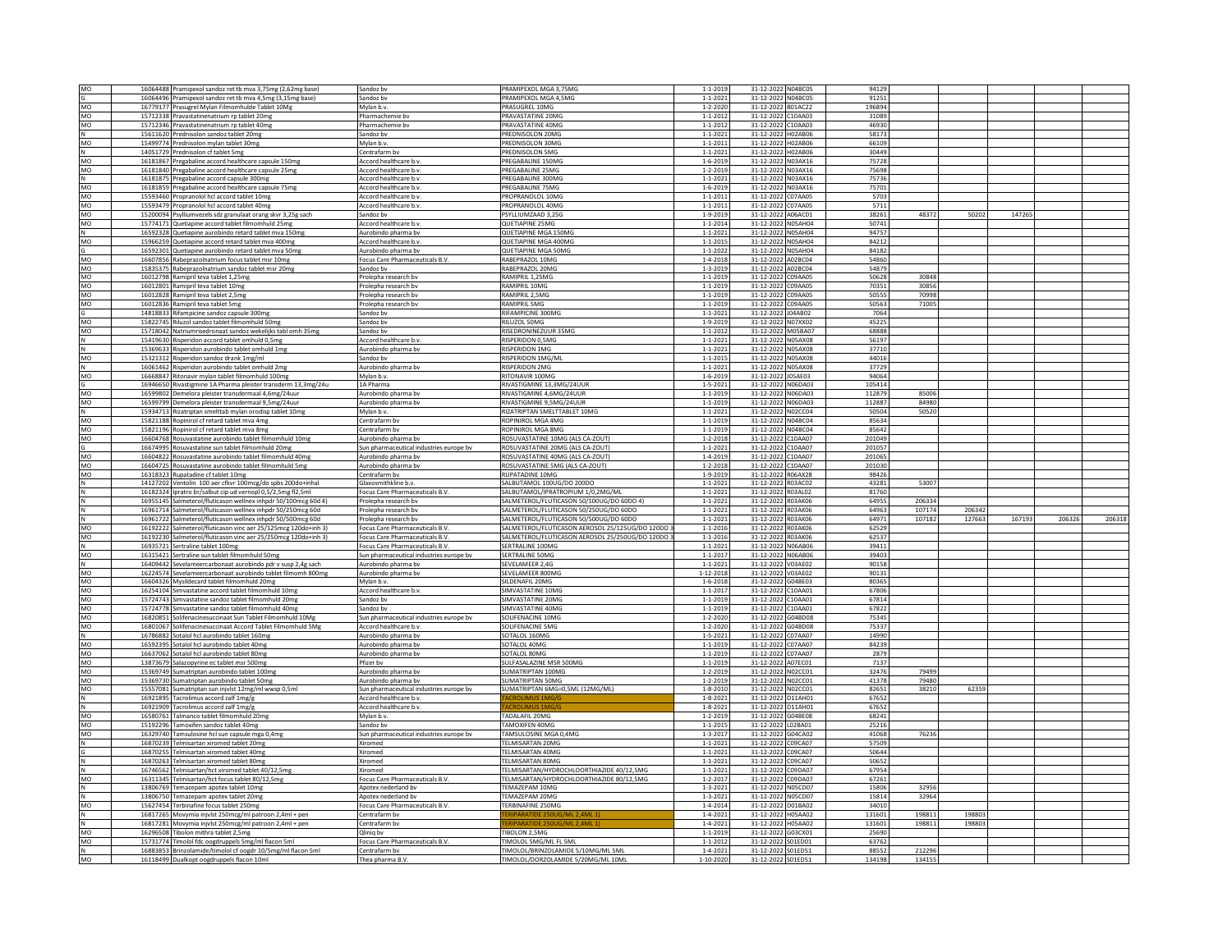| | | | | | | | | | | | | | |
|---|---|---|---|---|---|---|---|---|---|---|---|---|---|
| MO | 16064488 | Pramipexol sandoz ret tb mva 3,75mg (2,62mg base) | Sandoz bv | PRAMIPEXOL MGA 3,75MG | 1-1-2019 | 31-12-2022 | N04BC05 | 94129 | | | | | |
| G | 16064496 | Pramipexol sandoz ret tb mva 4,5mg (3,15mg base) | Sandoz bv | PRAMIPEXOL MGA 4,5MG | 1-1-2021 | 31-12-2022 | N04BC05 | 91251 | | | | | |
| MO | 16779177 | Prasugrel Mylan Filmomhulde Tablet 10Mg | Mylan b.v. | PRASUGREL 10MG | 1-2-2020 | 31-12-2022 | B01AC22 | 196894 | | | | | |
| MO | 15712338 | Pravastatinenatrium rp tablet 20mg | Pharmachemie bv | PRAVASTATINE 20MG | 1-1-2012 | 31-12-2022 | C10AA03 | 31089 | | | | | |
| MO | 15712346 | Pravastatinenatrium rp tablet 40mg | Pharmachemie bv | PRAVASTATINE 40MG | 1-1-2012 | 31-12-2022 | C10AA03 | 46930 | | | | | |
| N | 15611620 | Prednisolon sandoz tablet 20mg | Sandoz bv | PREDNISOLON 20MG | 1-1-2021 | 31-12-2022 | H02AB06 | 58173 | | | | | |
| MO | 15499774 | Prednisolon mylan tablet 30mg | Mylan b.v. | PREDNISOLON 30MG | 1-1-2011 | 31-12-2022 | H02AB06 | 66109 | | | | | |
| N | 14051729 | Prednisolon cf tablet 5mg | Centrafarm bv | PREDNISOLON 5MG | 1-1-2021 | 31-12-2022 | H02AB06 | 30449 | | | | | |
| MO | 16181867 | Pregabaline accord healthcare capsule 150mg | Accord healthcare b.v. | PREGABALINE 150MG | 1-6-2019 | 31-12-2022 | N03AX16 | 75728 | | | | | |
| MO | 16181840 | Pregabaline accord healthcare capsule 25mg | Accord healthcare b.v. | PREGABALINE 25MG | 1-2-2019 | 31-12-2022 | N03AX16 | 75698 | | | | | |
| N | 16181875 | Pregabaline accord capsule 300mg | Accord healthcare b.v. | PREGABALINE 300MG | 1-1-2021 | 31-12-2022 | N03AX16 | 75736 | | | | | |
| MO | 16181859 | Pregabaline accord healthcare capsule 75mg | Accord healthcare b.v. | PREGABALINE 75MG | 1-6-2019 | 31-12-2022 | N03AX16 | 75701 | | | | | |
| MO | 15593460 | Propranolol hcl accord tablet 10mg | Accord healthcare b.v. | PROPRANOLOL 10MG | 1-1-2011 | 31-12-2022 | C07AA05 | 5703 | | | | | |
| MO | 15593479 | Propranolol hcl accord tablet 40mg | Accord healthcare b.v. | PROPRANOLOL 40MG | 1-1-2011 | 31-12-2022 | C07AA05 | 5711 | | | | | |
| MO | 15200094 | Psylliumvezels sdz granulaat orang skvr 3,25g sach | Sandoz bv | PSYLLIUMZAAD 3,25G | 1-9-2019 | 31-12-2022 | A06AC01 | 38261 | 48372 | 50202 | 147265 | | |
| MO | 15774171 | Quetiapine accord tablet filmomhuld 25mg | Accord healthcare b.v. | QUETIAPINE 25MG | 1-1-2014 | 31-12-2022 | N05AH04 | 50741 | | | | | |
| N | 16592328 | Quetiapine aurobindo retard tablet mva 150mg | Aurobindo pharma bv | QUETIAPINE MGA 150MG | 1-1-2021 | 31-12-2022 | N05AH04 | 94757 | | | | | |
| MO | 15966259 | Quetiapine accord retard tablet mva 400mg | Accord healthcare b.v. | QUETIAPINE MGA 400MG | 1-1-2015 | 31-12-2022 | N05AH04 | 84212 | | | | | |
| G | 16592301 | Quetiapine aurobindo retard tablet mva 50mg | Aurobindo pharma bv | QUETIAPINE MGA 50MG | 1-1-2022 | 31-12-2022 | N05AH04 | 84182 | | | | | |
| MO | 16607856 | Rabeprazolnatrium focus tablet msr 10mg | Focus Care Pharmaceuticals B.V. | RABEPRAZOL 10MG | 1-4-2018 | 31-12-2022 | A02BC04 | 54860 | | | | | |
| MO | 15835375 | Rabeprazolnatrium sandoz tablet msr 20mg | Sandoz bv | RABEPRAZOL 20MG | 1-3-2019 | 31-12-2022 | A02BC04 | 54879 | | | | | |
| MO | 16012798 | Ramipril teva tablet 1,25mg | Prolepha research bv | RAMIPRIL 1,25MG | 1-1-2019 | 31-12-2022 | C09AA05 | 50628 | 30848 | | | | |
| MO | 16012801 | Ramipril teva tablet 10mg | Prolepha research bv | RAMIPRIL 10MG | 1-1-2019 | 31-12-2022 | C09AA05 | 70351 | 30856 | | | | |
| MO | 16012828 | Ramipril teva tablet 2,5mg | Prolepha research bv | RAMIPRIL 2,5MG | 1-1-2019 | 31-12-2022 | C09AA05 | 50555 | 70998 | | | | |
| MO | 16012836 | Ramipril teva tablet 5mg | Prolepha research bv | RAMIPRIL 5MG | 1-1-2019 | 31-12-2022 | C09AA05 | 50563 | 71005 | | | | |
| G | 14818833 | Rifampicine sandoz capsule 300mg | Sandoz bv | RIFAMPICINE 300MG | 1-1-2021 | 31-12-2022 | J04AB02 | 7064 | | | | | |
| MO | 15822745 | Riluzol sandoz tablet filmomhuld 50mg | Sandoz bv | RILUZOL 50MG | 1-9-2019 | 31-12-2022 | N07XX02 | 45225 | | | | | |
| MO | 15718042 | Natriumrisedronaat sandoz wekelijks tabl omh 35mg | Sandoz bv | RISEDRONINEZUUR 35MG | 1-1-2012 | 31-12-2022 | M05BA07 | 68888 | | | | | |
| N | 15419630 | Risperidon accord tablet omhuld 0,5mg | Accord healthcare b.v. | RISPERIDON 0,5MG | 1-1-2021 | 31-12-2022 | N05AX08 | 56197 | | | | | |
| N | 15369633 | Risperidon aurobindo tablet omhuld 1mg | Aurobindo pharma bv | RISPERIDON 1MG | 1-1-2021 | 31-12-2022 | N05AX08 | 37710 | | | | | |
| MO | 15321312 | Risperidon sandoz drank 1mg/ml | Sandoz bv | RISPERIDON 1MG/ML | 1-1-2015 | 31-12-2022 | N05AX08 | 44016 | | | | | |
| N | 16061462 | Risperidon aurobindo tablet omhuld 2mg | Aurobindo pharma bv | RISPERIDON 2MG | 1-1-2021 | 31-12-2022 | N05AX08 | 37729 | | | | | |
| MO | 16668847 | Ritonavir mylan tablet filmomhuld 100mg | Mylan b.v. | RITONAVIR 100MG | 1-6-2019 | 31-12-2022 | J05AE03 | 94064 | | | | | |
| G | 16946650 | Rivastigmine 1A Pharma pleister transderm 13,3mg/24u | 1A Pharma | RIVASTIGMINE 13,3MG/24UUR | 1-5-2021 | 31-12-2022 | N06DA03 | 105414 | | | | | |
| MO | 16599802 | Demelora pleister transdermaal 4,6mg/24uur | Aurobindo pharma bv | RIVASTIGMINE 4,6MG/24UUR | 1-1-2019 | 31-12-2022 | N06DA03 | 112879 | 85006 | | | | |
| MO | 16599799 | Demelora pleister transdermaal 9,5mg/24uur | Aurobindo pharma bv | RIVASTIGMINE 9,5MG/24UUR | 1-1-2019 | 31-12-2022 | N06DA03 | 112887 | 84980 | | | | |
| N | 15934713 | Rizatriptan smelttab mylan orodisp tablet 10mg | Mylan b.v. | RIZATRIPTAN SMELTTABLET 10MG | 1-1-2021 | 31-12-2022 | N02CC04 | 50504 | 50520 | | | | |
| MO | 15821188 | Ropinirol cf retard tablet mva 4mg | Centrafarm bv | ROPINIROL MGA 4MG | 1-1-2019 | 31-12-2022 | N04BC04 | 85634 | | | | | |
| MO | 15821196 | Ropinirol cf retard tablet mva 8mg | Centrafarm bv | ROPINIROL MGA 8MG | 1-1-2019 | 31-12-2022 | N04BC04 | 85642 | | | | | |
| MO | 16604768 | Rosuvastatine aurobindo tablet filmomhuld 10mg | Aurobindo pharma bv | ROSUVASTATINE 10MG (ALS CA-ZOUT) | 1-2-2018 | 31-12-2022 | C10AA07 | 201049 | | | | | |
| G | 16674995 | Rosuvastatine sun tablet filmomhuld 20mg | Sun pharmaceutical industries europe bv | ROSUVASTATINE 20MG (ALS CA-ZOUT) | 1-1-2021 | 31-12-2022 | C10AA07 | 201057 | | | | | |
| MO | 16604822 | Rosuvastatine aurobindo tablet filmomhuld 40mg | Aurobindo pharma bv | ROSUVASTATINE 40MG (ALS CA-ZOUT) | 1-4-2019 | 31-12-2022 | C10AA07 | 201065 | | | | | |
| MO | 16604725 | Rosuvastatine aurobindo tablet filmomhuld 5mg | Aurobindo pharma bv | ROSUVASTATINE 5MG (ALS CA-ZOUT) | 1-2-2018 | 31-12-2022 | C10AA07 | 201030 | | | | | |
| MO | 16318323 | Rupatadine cf tablet 10mg | Centrafarm bv | RUPATADINE 10MG | 1-9-2019 | 31-12-2022 | R06AX28 | 98426 | | | | | |
| N | 14127202 | Ventolin 100 aer cfkvr 100mcg/do spbs 200do+inhal | Glaxosmithkline b.v. | SALBUTAMOL 100UG/DO 200DO | 1-1-2021 | 31-12-2022 | R03AC02 | 43281 | 53007 | | | | |
| N | 16182324 | Ipratro br/salbut cip ud vernopl 0,5/2,5mg fl2,5ml | Focus Care Pharmaceuticals B.V. | SALBUTAMOL/IPRATROPIUM 1/0,2MG/ML | 1-1-2021 | 31-12-2022 | R03AL02 | 81760 | | | | | |
| N | 16955145 | Salmeterol/fluticason wellnex inhpdr 50/100mcg 60d 4) | Prolepha research bv | SALMETEROL/FLUTICASON 50/100UG/DO 60DO 4) | 1-1-2021 | 31-12-2022 | R03AK06 | 64955 | 206334 | | | | |
| N | 16961714 | Salmeterol/fluticason wellnex inhpdr 50/250mcg 60d | Prolepha research bv | SALMETEROL/FLUTICASON 50/250UG/DO 60DO | 1-1-2021 | 31-12-2022 | R03AK06 | 64963 | 107174 | 206342 | | | |
| N | 16961722 | Salmeterol/fluticason wellnex inhpdr 50/500mcg 60d | Prolepha research bv | SALMETEROL/FLUTICASON 50/500UG/DO 60DO | 1-1-2021 | 31-12-2022 | R03AK06 | 64971 | 107182 | 127663 | 167193 | 206326 | 206318 |
| MO | 16192222 | Salmeterol/fluticason vinc aer 25/125mcg 120do+inh 3) | Focus Care Pharmaceuticals B.V. | SALMETEROL/FLUTICASON AEROSOL 25/125UG/DO 120DO 3 | 1-1-2016 | 31-12-2022 | R03AK06 | 62529 | | | | | |
| MO | 16192230 | Salmeterol/fluticason vinc aer 25/250mcg 120do+inh 3) | Focus Care Pharmaceuticals B.V. | SALMETEROL/FLUTICASON AEROSOL 25/250UG/DO 120DO 3 | 1-1-2016 | 31-12-2022 | R03AK06 | 62537 | | | | | |
| N | 16935721 | Sertraline tablet 100mg | Focus Care Pharmaceuticals B.V. | SERTRALINE 100MG | 1-1-2021 | 31-12-2022 | N06AB06 | 39411 | | | | | |
| MO | 16315421 | Sertraline sun tablet filmomhuld 50mg | Sun pharmaceutical industries europe bv | SERTRALINE 50MG | 1-1-2017 | 31-12-2022 | N06AB06 | 39403 | | | | | |
| N | 16409442 | Sevelameercarbonaat aurobindo pdr v susp 2,4g sach | Aurobindo pharma bv | SEVELAMEER 2,4G | 1-1-2021 | 31-12-2022 | V03AE02 | 90158 | | | | | |
| MO | 16224574 | Sevelameercarbonaat aurobindo tablet filmomh 800mg | Aurobindo pharma bv | SEVELAMEER 800MG | 1-12-2018 | 31-12-2022 | V03AE02 | 90131 | | | | | |
| MO | 16604326 | Mysildecard tablet filmomhuld 20mg | Mylan b.v. | SILDENAFIL 20MG | 1-6-2018 | 31-12-2022 | G04BE03 | 80365 | | | | | |
| MO | 16254104 | Simvastatine accord tablet filmomhuld 10mg | Accord healthcare b.v. | SIMVASTATINE 10MG | 1-1-2017 | 31-12-2022 | C10AA01 | 67806 | | | | | |
| MO | 15724743 | Simvastatine sandoz tablet filmomhuld 20mg | Sandoz bv | SIMVASTATINE 20MG | 1-1-2019 | 31-12-2022 | C10AA01 | 67814 | | | | | |
| MO | 15724778 | Simvastatine sandoz tablet filmomhuld 40mg | Sandoz bv | SIMVASTATINE 40MG | 1-1-2019 | 31-12-2022 | C10AA01 | 67822 | | | | | |
| MO | 16820851 | Solifenacinesuccinaat Sun Tablet Filmomhuld 10Mg | Sun pharmaceutical industries europe bv | SOLIFENACINE 10MG | 1-2-2020 | 31-12-2022 | G04BD08 | 75345 | | | | | |
| MO | 16801067 | Solifenacinesuccinaat Accord Tablet Filmomhuld 5Mg | Accord healthcare b.v. | SOLIFENACINE 5MG | 1-2-2020 | 31-12-2022 | G04BD08 | 75337 | | | | | |
| N | 16786882 | Sotalol hcl aurobindo tablet 160mg | Aurobindo pharma bv | SOTALOL 160MG | 1-5-2021 | 31-12-2022 | C07AA07 | 14990 | | | | | |
| MO | 16592395 | Sotalol hcl aurobindo tablet 40mg | Aurobindo pharma bv | SOTALOL 40MG | 1-1-2019 | 31-12-2022 | C07AA07 | 84239 | | | | | |
| MO | 16637062 | Sotalol hcl aurobindo tablet 80mg | Aurobindo pharma bv | SOTALOL 80MG | 1-1-2019 | 31-12-2022 | C07AA07 | 2879 | | | | | |
| MO | 13873679 | Salazopyrine ec tablet msr 500mg | Pfizer bv | SULFASALAZINE MSR 500MG | 1-1-2019 | 31-12-2022 | A07EC01 | 7137 | | | | | |
| MO | 15369749 | Sumatriptan aurobindo tablet 100mg | Aurobindo pharma bv | SUMATRIPTAN 100MG | 1-2-2019 | 31-12-2022 | N02CC01 | 32476 | 79499 | | | | |
| MO | 15369730 | Sumatriptan aurobindo tablet 50mg | Aurobindo pharma bv | SUMATRIPTAN 50MG | 1-2-2019 | 31-12-2022 | N02CC01 | 41378 | 79480 | | | | |
| MO | 15557081 | Sumatriptan sun injvlst 12mg/ml wwsp 0,5ml | Sun pharmaceutical industries europe bv | SUMATRIPTAN 6MG=0,5ML (12MG/ML) | 1-8-2010 | 31-12-2022 | N02CC01 | 82651 | 38210 | 62359 | | | |
| N | 16921895 | Tacrolimus accord zalf 1mg/g | Accord healthcare b.v. | TACROLIMUS 1MG/G | 1-8-2021 | 31-12-2022 | D11AH01 | 67652 | | | | | |
| N | 16921909 | Tacrolimus accord zalf 1mg/g | Accord healthcare b.v. | TACROLIMUS 1MG/G | 1-8-2021 | 31-12-2022 | D11AH01 | 67652 | | | | | |
| MO | 16580761 | Talmanco tablet filmomhuld 20mg | Mylan b.v. | TADALAFIL 20MG | 1-2-2019 | 31-12-2022 | G04BE08 | 68241 | | | | | |
| MO | 15192296 | Tamoxifen sandoz tablet 40mg | Sandoz bv | TAMOXIFEN 40MG | 1-1-2015 | 31-12-2022 | L02BA01 | 25216 | | | | | |
| MO | 16329740 | Tamsulosine hcl sun capsule mga 0,4mg | Sun pharmaceutical industries europe bv | TAMSULOSINE MGA 0,4MG | 1-3-2017 | 31-12-2022 | G04CA02 | 41068 | 76236 | | | | |
| N | 16870239 | Telmisartan xiromed tablet 20mg | Xiromed | TELMISARTAN 20MG | 1-1-2021 | 31-12-2022 | C09CA07 | 57509 | | | | | |
| G | 16870255 | Telmisartan xiromed tablet 40mg | Xiromed | TELMISARTAN 40MG | 1-1-2021 | 31-12-2022 | C09CA07 | 50644 | | | | | |
| N | 16870263 | Telmisartan xiromed tablet 80mg | Xiromed | TELMISARTAN 80MG | 1-1-2021 | 31-12-2022 | C09CA07 | 50652 | | | | | |
| N | 16746562 | Telmisartan/hct xiromed tablet 40/12,5mg | Xiromed | TELMISARTAN/HYDROCHLOORTHIAZIDE 40/12,5MG | 1-1-2021 | 31-12-2022 | C09DA07 | 67954 | | | | | |
| MO | 16311345 | Telmisartan/hct focus tablet 80/12,5mg | Focus Care Pharmaceuticals B.V. | TELMISARTAN/HYDROCHLOORTHIAZIDE 80/12,5MG | 1-2-2017 | 31-12-2022 | C09DA07 | 67261 | | | | | |
| N | 13806769 | Temazepam apotex tablet 10mg | Apotex nederland bv | TEMAZEPAM 10MG | 1-3-2021 | 31-12-2022 | N05CD07 | 15806 | 32956 | | | | |
| N | 13806750 | Temazepam apotex tablet 20mg | Apotex nederland bv | TEMAZEPAM 20MG | 1-3-2021 | 31-12-2022 | N05CD07 | 15814 | 32964 | | | | |
| MO | 15627454 | Terbinafine focus tablet 250mg | Focus Care Pharmaceuticals B.V. | TERBINAFINE 250MG | 1-4-2014 | 31-12-2022 | D01BA02 | 34010 | | | | | |
| N | 16817265 | Movymia injvlst 250mcg/ml patroon 2,4ml + pen | Centrafarm bv | TERIPARATIDE 250UG/ML 2,4ML 1) | 1-4-2021 | 31-12-2022 | H05AA02 | 131601 | 198811 | 198803 | | | |
| N | 16817281 | Movymia injvlst 250mcg/ml patroon 2,4ml + pen | Centrafarm bv | TERIPARATIDE 250UG/ML 2,4ML 1) | 1-4-2021 | 31-12-2022 | H05AA02 | 131601 | 198811 | 198803 | | | |
| MO | 16296508 | Tibolon mithra tablet 2,5mg | Qliniq bv | TIBOLON 2,5MG | 1-1-2019 | 31-12-2022 | G03CX01 | 25690 | | | | | |
| MO | 15731774 | Timolol fdc oogdruppels 5mg/ml flacon 5ml | Focus Care Pharmaceuticals B.V. | TIMOLOL 5MG/ML FL 5ML | 1-1-2012 | 31-12-2022 | S01ED01 | 63762 | | | | | |
| N | 16883853 | Brinzolamide/timolol cf oogdr 10/5mg/ml flacon 5ml | Centrafarm bv | TIMOLOL/BRINZOLAMIDE 5/10MG/ML 5ML | 1-4-2021 | 31-12-2022 | S01ED51 | 88552 | 212296 | | | | |
| MO | 16118499 | Dualkopt oogdruppels flacon 10ml | Thea pharma B.V. | TIMOLOL/DORZOLAMIDE 5/20MG/ML 10ML | 1-10-2020 | 31-12-2022 | S01ED51 | 134198 | 134155 | | | | |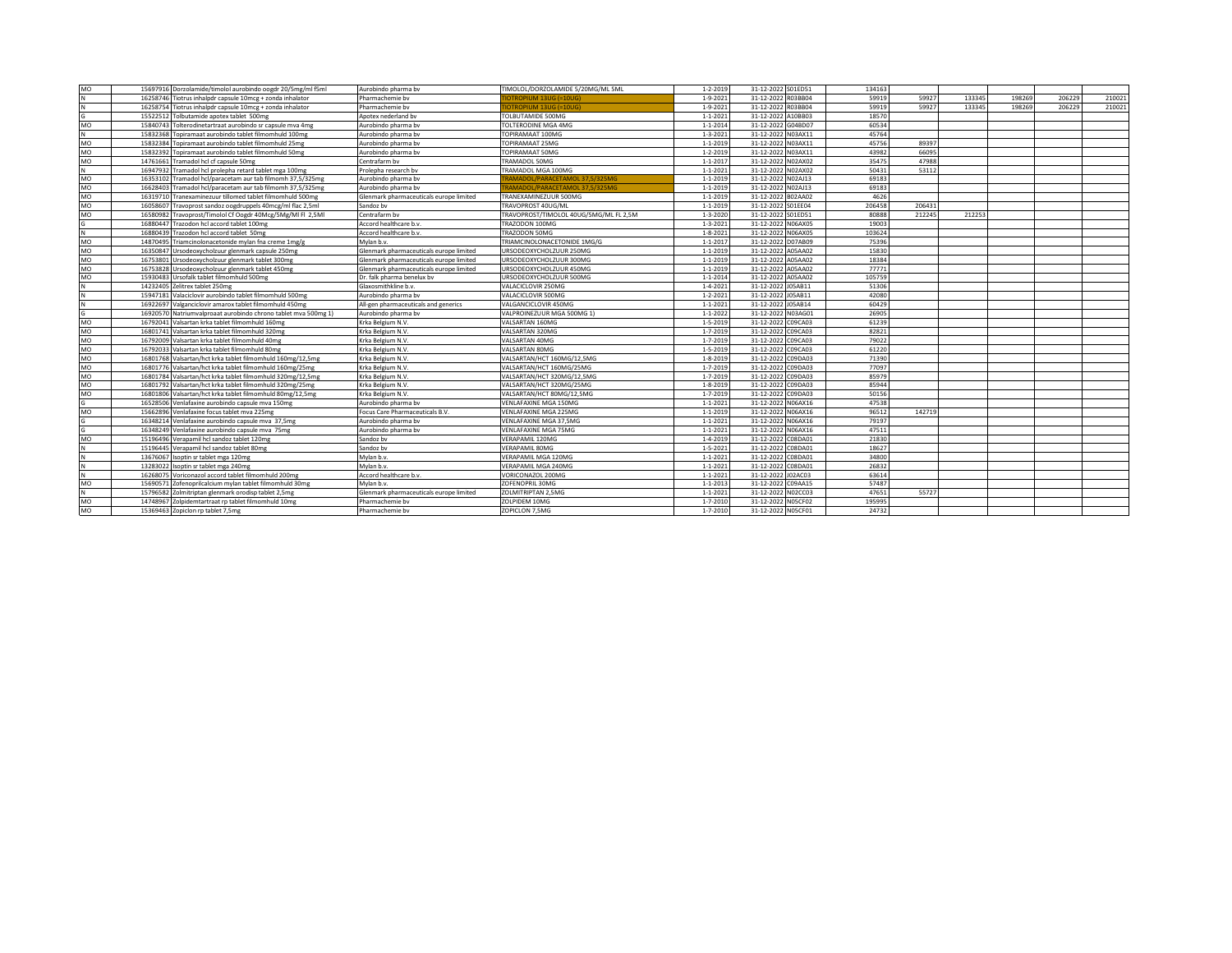| | | | | | | | | | | | | | |
|---|---|---|---|---|---|---|---|---|---|---|---|---|---|
| MO | 15697916 | Dorzolamide/timolol aurobindo oogdr 20/5mg/ml f5ml | Aurobindo pharma bv | TIMOLOL/DORZOLAMIDE 5/20MG/ML 5ML | 1-2-2019 | 31-12-2022 | S01ED51 | 134163 | | | | | |
| N | 16258746 | Tiotrus inhalpdr capsule 10mcg + zonda inhalator | Pharmachemie bv | TIOTROPIUM 13UG (=10UG) | 1-9-2021 | 31-12-2022 | R03BB04 | 59919 | 59927 | 133345 | 198269 | 206229 | 210021 |
| N | 16258754 | Tiotrus inhalpdr capsule 10mcg + zonda inhalator | Pharmachemie bv | TIOTROPIUM 13UG (=10UG) | 1-9-2021 | 31-12-2022 | R03BB04 | 59919 | 59927 | 133345 | 198269 | 206229 | 210021 |
| G | 15522512 | Tolbutamide apotex tablet 500mg | Apotex nederland bv | TOLBUTAMIDE 500MG | 1-1-2021 | 31-12-2022 | A10BB03 | 18570 | | | | | |
| MO | 15840743 | Tolterodinetartraat aurobindo sr capsule mva 4mg | Aurobindo pharma bv | TOLTERODINE MGA 4MG | 1-1-2014 | 31-12-2022 | G04BD07 | 60534 | | | | | |
| N | 15832368 | Topiramaat aurobindo tablet filmomhuld 100mg | Aurobindo pharma bv | TOPIRAMAAT 100MG | 1-3-2021 | 31-12-2022 | N03AX11 | 45764 | | | | | |
| MO | 15832384 | Topiramaat aurobindo tablet filmomhuld 25mg | Aurobindo pharma bv | TOPIRAMAAT 25MG | 1-1-2019 | 31-12-2022 | N03AX11 | 45756 | 89397 | | | | |
| MO | 15832392 | Topiramaat aurobindo tablet filmomhuld 50mg | Aurobindo pharma bv | TOPIRAMAAT 50MG | 1-2-2019 | 31-12-2022 | N03AX11 | 43982 | 66095 | | | | |
| MO | 14761661 | Tramadol hcl cf capsule 50mg | Centrafarm bv | TRAMADOL 50MG | 1-1-2017 | 31-12-2022 | N02AX02 | 35475 | 47988 | | | | |
| N | 16947932 | Tramadol hcl prolepha retard tablet mga 100mg | Prolepha research bv | TRAMADOL MGA 100MG | 1-1-2021 | 31-12-2022 | N02AX02 | 50431 | 53112 | | | | |
| MO | 16353102 | Tramadol hcl/paracetam aur tab filmomh 37,5/325mg | Aurobindo pharma bv | TRAMADOL/PARACETAMOL 37,5/325MG | 1-1-2019 | 31-12-2022 | N02AJ13 | 69183 | | | | | |
| MO | 16628403 | Tramadol hcl/paracetam aur tab filmomh 37,5/325mg | Aurobindo pharma bv | TRAMADOL/PARACETAMOL 37,5/325MG | 1-1-2019 | 31-12-2022 | N02AJ13 | 69183 | | | | | |
| MO | 16319710 | Tranexaminezuur tillomed tablet filmomhuld 500mg | Glenmark pharmaceuticals europe limited | TRANEXAMINEZUUR 500MG | 1-1-2019 | 31-12-2022 | B02AA02 | 4626 | | | | | |
| MO | 16058607 | Travoprost sandoz oogdruppels 40mcg/ml flac 2,5ml | Sandoz bv | TRAVOPROST 40UG/ML | 1-1-2019 | 31-12-2022 | S01EE04 | 206458 | 206431 | | | | |
| MO | 16580982 | Travoprost/Timolol Cf Oogdr 40Mcg/5Mg/Ml Fl 2,5Ml | Centrafarm bv | TRAVOPROST/TIMOLOL 40UG/5MG/ML FL 2,5M | 1-3-2020 | 31-12-2022 | S01ED51 | 80888 | 212245 | 212253 | | | |
| G | 16880447 | Trazodon hcl accord tablet 100mg | Accord healthcare b.v. | TRAZODON 100MG | 1-3-2021 | 31-12-2022 | N06AX05 | 19003 | | | | | |
| N | 16880439 | Trazodon hcl accord tablet 50mg | Accord healthcare b.v. | TRAZODON 50MG | 1-8-2021 | 31-12-2022 | N06AX05 | 103624 | | | | | |
| MO | 14870495 | Triamcinolonacetonide mylan fna creme 1mg/g | Mylan b.v. | TRIAMCINOLONACETONIDE 1MG/G | 1-1-2017 | 31-12-2022 | D07AB09 | 75396 | | | | | |
| MO | 16350847 | Ursodeoxycholzuur glenmark capsule 250mg | Glenmark pharmaceuticals europe limited | URSODEOXYCHOLZUUR 250MG | 1-1-2019 | 31-12-2022 | A05AA02 | 15830 | | | | | |
| MO | 16753801 | Ursodeoxycholzuur glenmark tablet 300mg | Glenmark pharmaceuticals europe limited | URSODEOXYCHOLZUUR 300MG | 1-1-2019 | 31-12-2022 | A05AA02 | 18384 | | | | | |
| MO | 16753828 | Ursodeoxycholzuur glenmark tablet 450mg | Glenmark pharmaceuticals europe limited | URSODEOXYCHOLZUUR 450MG | 1-1-2019 | 31-12-2022 | A05AA02 | 77771 | | | | | |
| MO | 15930483 | Ursofalk tablet filmomhuld 500mg | Dr. falk pharma benelux bv | URSODEOXYCHOLZUUR 500MG | 1-1-2014 | 31-12-2022 | A05AA02 | 105759 | | | | | |
| N | 14232405 | Zelitrex tablet 250mg | Glaxosmithkline b.v. | VALACICLOVIR 250MG | 1-4-2021 | 31-12-2022 | J05AB11 | 51306 | | | | | |
| N | 15947181 | Valaciclovir aurobindo tablet filmomhuld 500mg | Aurobindo pharma bv | VALACICLOVIR 500MG | 1-2-2021 | 31-12-2022 | J05AB11 | 42080 | | | | | |
| N | 16922697 | Valganciclovir amarox tablet filmomhuld 450mg | All-gen pharmaceuticals and generics | VALGANCICLOVIR 450MG | 1-1-2021 | 31-12-2022 | J05AB14 | 60429 | | | | | |
| G | 16920570 | Natriumvalproaat aurobindo chrono tablet mva 500mg 1) | Aurobindo pharma bv | VALPROINEZUUR MGA 500MG 1) | 1-1-2022 | 31-12-2022 | N03AG01 | 26905 | | | | | |
| MO | 16792041 | Valsartan krka tablet filmomhuld 160mg | Krka Belgium N.V. | VALSARTAN 160MG | 1-5-2019 | 31-12-2022 | C09CA03 | 61239 | | | | | |
| MO | 16801741 | Valsartan krka tablet filmomhuld 320mg | Krka Belgium N.V. | VALSARTAN 320MG | 1-7-2019 | 31-12-2022 | C09CA03 | 82821 | | | | | |
| MO | 16792009 | Valsartan krka tablet filmomhuld 40mg | Krka Belgium N.V. | VALSARTAN 40MG | 1-7-2019 | 31-12-2022 | C09CA03 | 79022 | | | | | |
| MO | 16792033 | Valsartan krka tablet filmomhuld 80mg | Krka Belgium N.V. | VALSARTAN 80MG | 1-5-2019 | 31-12-2022 | C09CA03 | 61220 | | | | | |
| MO | 16801768 | Valsartan/hct krka tablet filmomhuld 160mg/12,5mg | Krka Belgium N.V. | VALSARTAN/HCT 160MG/12,5MG | 1-8-2019 | 31-12-2022 | C09DA03 | 71390 | | | | | |
| MO | 16801776 | Valsartan/hct krka tablet filmomhuld 160mg/25mg | Krka Belgium N.V. | VALSARTAN/HCT 160MG/25MG | 1-7-2019 | 31-12-2022 | C09DA03 | 77097 | | | | | |
| MO | 16801784 | Valsartan/hct krka tablet filmomhuld 320mg/12,5mg | Krka Belgium N.V. | VALSARTAN/HCT 320MG/12,5MG | 1-7-2019 | 31-12-2022 | C09DA03 | 85979 | | | | | |
| MO | 16801792 | Valsartan/hct krka tablet filmomhuld 320mg/25mg | Krka Belgium N.V. | VALSARTAN/HCT 320MG/25MG | 1-8-2019 | 31-12-2022 | C09DA03 | 85944 | | | | | |
| MO | 16801806 | Valsartan/hct krka tablet filmomhuld 80mg/12,5mg | Krka Belgium N.V. | VALSARTAN/HCT 80MG/12,5MG | 1-7-2019 | 31-12-2022 | C09DA03 | 50156 | | | | | |
| G | 16528506 | Venlafaxine aurobindo capsule mva 150mg | Aurobindo pharma bv | VENLAFAXINE MGA 150MG | 1-1-2021 | 31-12-2022 | N06AX16 | 47538 | | | | | |
| MO | 15662896 | Venlafaxine focus tablet mva 225mg | Focus Care Pharmaceuticals B.V. | VENLAFAXINE MGA 225MG | 1-1-2019 | 31-12-2022 | N06AX16 | 96512 | 142719 | | | | |
| G | 16348214 | Venlafaxine aurobindo capsule mva 37,5mg | Aurobindo pharma bv | VENLAFAXINE MGA 37,5MG | 1-1-2021 | 31-12-2022 | N06AX16 | 79197 | | | | | |
| G | 16348249 | Venlafaxine aurobindo capsule mva 75mg | Aurobindo pharma bv | VENLAFAXINE MGA 75MG | 1-1-2021 | 31-12-2022 | N06AX16 | 47511 | | | | | |
| MO | 15196496 | Verapamil hcl sandoz tablet 120mg | Sandoz bv | VERAPAMIL 120MG | 1-4-2019 | 31-12-2022 | C08DA01 | 21830 | | | | | |
| N | 15196445 | Verapamil hcl sandoz tablet 80mg | Sandoz bv | VERAPAMIL 80MG | 1-5-2021 | 31-12-2022 | C08DA01 | 18627 | | | | | |
| N | 13676067 | Isoptin sr tablet mga 120mg | Mylan b.v. | VERAPAMIL MGA 120MG | 1-1-2021 | 31-12-2022 | C08DA01 | 34800 | | | | | |
| N | 13283022 | Isoptin sr tablet mga 240mg | Mylan b.v. | VERAPAMIL MGA 240MG | 1-1-2021 | 31-12-2022 | C08DA01 | 26832 | | | | | |
| N | 16268075 | Voriconazol accord tablet filmomhuld 200mg | Accord healthcare b.v. | VORICONAZOL 200MG | 1-1-2021 | 31-12-2022 | J02AC03 | 63614 | | | | | |
| MO | 15690571 | Zofenoprilcalcium mylan tablet filmomhuld 30mg | Mylan b.v. | ZOFENOPRIL 30MG | 1-1-2013 | 31-12-2022 | C09AA15 | 57487 | | | | | |
| N | 15796582 | Zolmitriptan glenmark orodisp tablet 2,5mg | Glenmark pharmaceuticals europe limited | ZOLMITRIPTAN 2,5MG | 1-1-2021 | 31-12-2022 | N02CC03 | 47651 | 55727 | | | | |
| MO | 14748967 | Zolpidemtartraat rp tablet filmomhuld 10mg | Pharmachemie bv | ZOLPIDEM 10MG | 1-7-2010 | 31-12-2022 | N05CF02 | 195995 | | | | | |
| MO | 15369463 | Zopiclon rp tablet 7,5mg | Pharmachemie bv | ZOPICLON 7,5MG | 1-7-2010 | 31-12-2022 | N05CF01 | 24732 | | | | | |